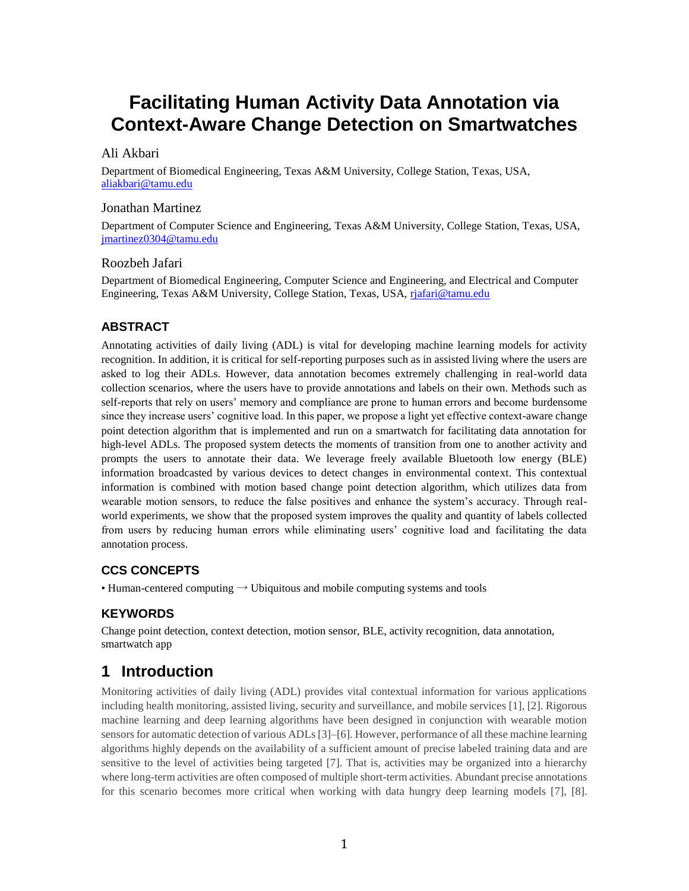# Facilitating Human Activity Data Annotation via Context-Aware Change Detection on Smartwatches

Ali Akbari

Department of Biomedical Engineering, Texas A&M University, College Station, Texas, USA, aliakbari@tamu.edu

Jonathan Martinez

Department of Computer Science and Engineering, Texas A&M University, College Station, Texas, USA, jmartinez0304@tamu.edu

Roozbeh Jafari

Department of Biomedical Engineering, Computer Science and Engineering, and Electrical and Computer Engineering, Texas A&M University, College Station, Texas, USA, rjafari@tamu.edu

## ABSTRACT

Annotating activities of daily living (ADL) is vital for developing machine learning models for activity recognition. In addition, it is critical for self-reporting purposes such as in assisted living where the users are asked to log their ADLs. However, data annotation becomes extremely challenging in real-world data collection scenarios, where the users have to provide annotations and labels on their own. Methods such as self-reports that rely on users' memory and compliance are prone to human errors and become burdensome since they increase users' cognitive load. In this paper, we propose a light yet effective context-aware change point detection algorithm that is implemented and run on a smartwatch for facilitating data annotation for high-level ADLs. The proposed system detects the moments of transition from one to another activity and prompts the users to annotate their data. We leverage freely available Bluetooth low energy (BLE) information broadcasted by various devices to detect changes in environmental context. This contextual information is combined with motion based change point detection algorithm, which utilizes data from wearable motion sensors, to reduce the false positives and enhance the system's accuracy. Through real-world experiments, we show that the proposed system improves the quality and quantity of labels collected from users by reducing human errors while eliminating users' cognitive load and facilitating the data annotation process.

## CCS CONCEPTS

• Human-centered computing → Ubiquitous and mobile computing systems and tools

## KEYWORDS

Change point detection, context detection, motion sensor, BLE, activity recognition, data annotation, smartwatch app

# 1 Introduction

Monitoring activities of daily living (ADL) provides vital contextual information for various applications including health monitoring, assisted living, security and surveillance, and mobile services [1], [2]. Rigorous machine learning and deep learning algorithms have been designed in conjunction with wearable motion sensors for automatic detection of various ADLs [3]–[6]. However, performance of all these machine learning algorithms highly depends on the availability of a sufficient amount of precise labeled training data and are sensitive to the level of activities being targeted [7]. That is, activities may be organized into a hierarchy where long-term activities are often composed of multiple short-term activities. Abundant precise annotations for this scenario becomes more critical when working with data hungry deep learning models [7], [8].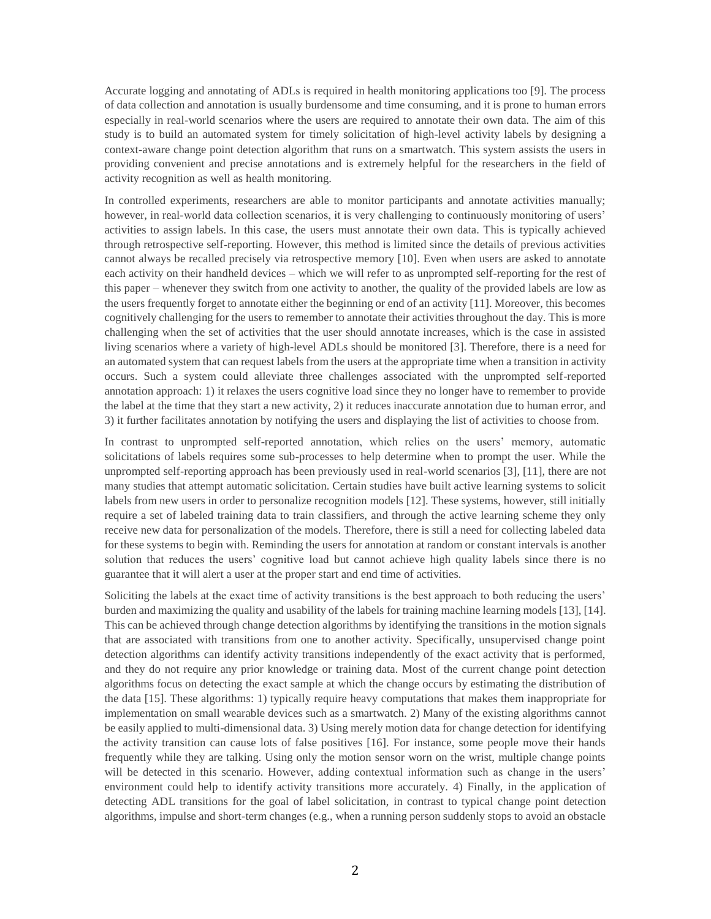Accurate logging and annotating of ADLs is required in health monitoring applications too [9]. The process of data collection and annotation is usually burdensome and time consuming, and it is prone to human errors especially in real-world scenarios where the users are required to annotate their own data. The aim of this study is to build an automated system for timely solicitation of high-level activity labels by designing a context-aware change point detection algorithm that runs on a smartwatch. This system assists the users in providing convenient and precise annotations and is extremely helpful for the researchers in the field of activity recognition as well as health monitoring.

In controlled experiments, researchers are able to monitor participants and annotate activities manually; however, in real-world data collection scenarios, it is very challenging to continuously monitoring of users' activities to assign labels. In this case, the users must annotate their own data. This is typically achieved through retrospective self-reporting. However, this method is limited since the details of previous activities cannot always be recalled precisely via retrospective memory [10]. Even when users are asked to annotate each activity on their handheld devices – which we will refer to as unprompted self-reporting for the rest of this paper – whenever they switch from one activity to another, the quality of the provided labels are low as the users frequently forget to annotate either the beginning or end of an activity [11]. Moreover, this becomes cognitively challenging for the users to remember to annotate their activities throughout the day. This is more challenging when the set of activities that the user should annotate increases, which is the case in assisted living scenarios where a variety of high-level ADLs should be monitored [3]. Therefore, there is a need for an automated system that can request labels from the users at the appropriate time when a transition in activity occurs. Such a system could alleviate three challenges associated with the unprompted self-reported annotation approach: 1) it relaxes the users cognitive load since they no longer have to remember to provide the label at the time that they start a new activity, 2) it reduces inaccurate annotation due to human error, and 3) it further facilitates annotation by notifying the users and displaying the list of activities to choose from.

In contrast to unprompted self-reported annotation, which relies on the users' memory, automatic solicitations of labels requires some sub-processes to help determine when to prompt the user. While the unprompted self-reporting approach has been previously used in real-world scenarios [3], [11], there are not many studies that attempt automatic solicitation. Certain studies have built active learning systems to solicit labels from new users in order to personalize recognition models [12]. These systems, however, still initially require a set of labeled training data to train classifiers, and through the active learning scheme they only receive new data for personalization of the models. Therefore, there is still a need for collecting labeled data for these systems to begin with. Reminding the users for annotation at random or constant intervals is another solution that reduces the users' cognitive load but cannot achieve high quality labels since there is no guarantee that it will alert a user at the proper start and end time of activities.

Soliciting the labels at the exact time of activity transitions is the best approach to both reducing the users' burden and maximizing the quality and usability of the labels for training machine learning models [13], [14]. This can be achieved through change detection algorithms by identifying the transitions in the motion signals that are associated with transitions from one to another activity. Specifically, unsupervised change point detection algorithms can identify activity transitions independently of the exact activity that is performed, and they do not require any prior knowledge or training data. Most of the current change point detection algorithms focus on detecting the exact sample at which the change occurs by estimating the distribution of the data [15]. These algorithms: 1) typically require heavy computations that makes them inappropriate for implementation on small wearable devices such as a smartwatch. 2) Many of the existing algorithms cannot be easily applied to multi-dimensional data. 3) Using merely motion data for change detection for identifying the activity transition can cause lots of false positives [16]. For instance, some people move their hands frequently while they are talking. Using only the motion sensor worn on the wrist, multiple change points will be detected in this scenario. However, adding contextual information such as change in the users' environment could help to identify activity transitions more accurately. 4) Finally, in the application of detecting ADL transitions for the goal of label solicitation, in contrast to typical change point detection algorithms, impulse and short-term changes (e.g., when a running person suddenly stops to avoid an obstacle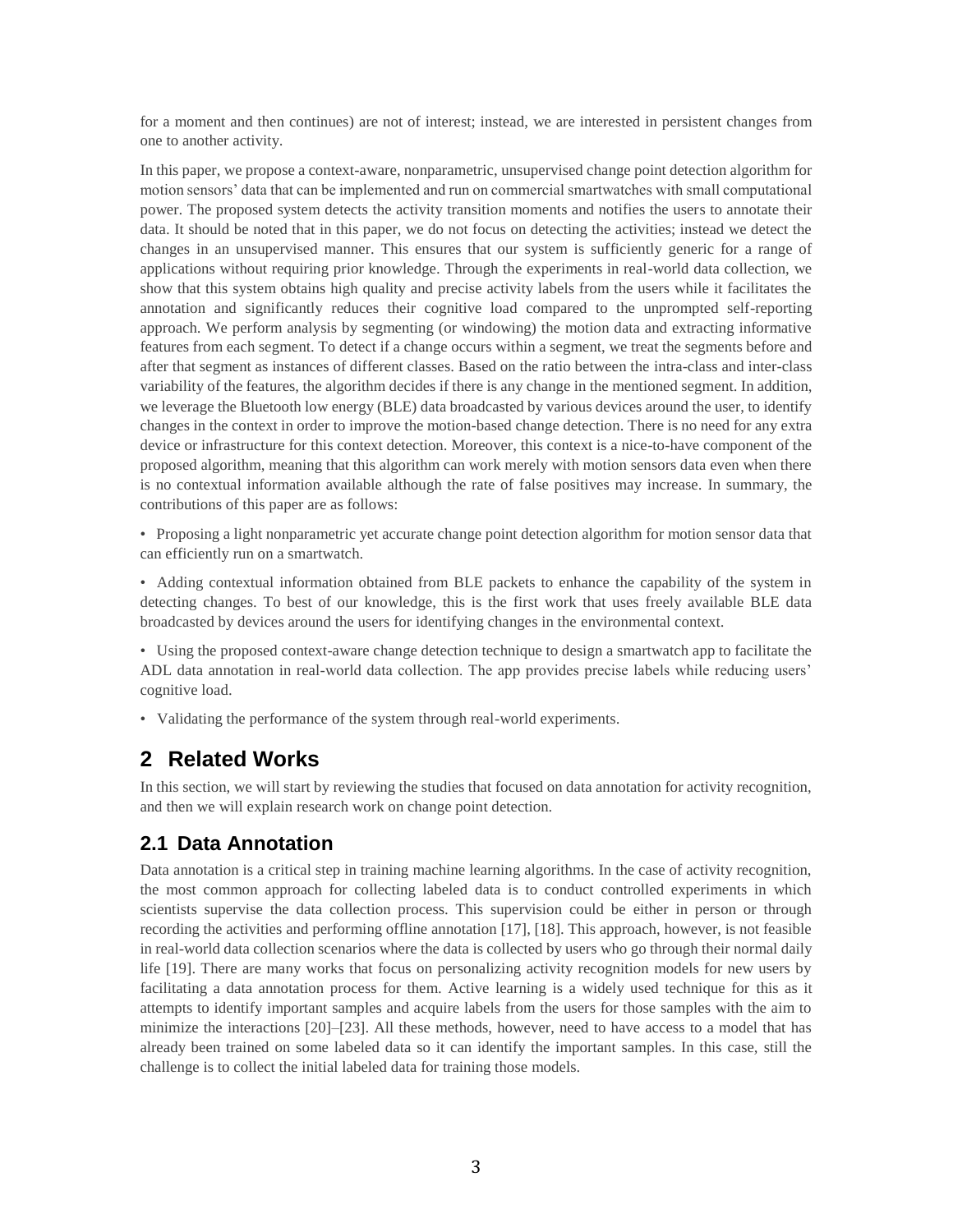for a moment and then continues) are not of interest; instead, we are interested in persistent changes from one to another activity.

In this paper, we propose a context-aware, nonparametric, unsupervised change point detection algorithm for motion sensors' data that can be implemented and run on commercial smartwatches with small computational power. The proposed system detects the activity transition moments and notifies the users to annotate their data. It should be noted that in this paper, we do not focus on detecting the activities; instead we detect the changes in an unsupervised manner. This ensures that our system is sufficiently generic for a range of applications without requiring prior knowledge. Through the experiments in real-world data collection, we show that this system obtains high quality and precise activity labels from the users while it facilitates the annotation and significantly reduces their cognitive load compared to the unprompted self-reporting approach. We perform analysis by segmenting (or windowing) the motion data and extracting informative features from each segment. To detect if a change occurs within a segment, we treat the segments before and after that segment as instances of different classes. Based on the ratio between the intra-class and inter-class variability of the features, the algorithm decides if there is any change in the mentioned segment. In addition, we leverage the Bluetooth low energy (BLE) data broadcasted by various devices around the user, to identify changes in the context in order to improve the motion-based change detection. There is no need for any extra device or infrastructure for this context detection. Moreover, this context is a nice-to-have component of the proposed algorithm, meaning that this algorithm can work merely with motion sensors data even when there is no contextual information available although the rate of false positives may increase. In summary, the contributions of this paper are as follows:

- Proposing a light nonparametric yet accurate change point detection algorithm for motion sensor data that can efficiently run on a smartwatch.
- Adding contextual information obtained from BLE packets to enhance the capability of the system in detecting changes. To best of our knowledge, this is the first work that uses freely available BLE data broadcasted by devices around the users for identifying changes in the environmental context.
- Using the proposed context-aware change detection technique to design a smartwatch app to facilitate the ADL data annotation in real-world data collection. The app provides precise labels while reducing users' cognitive load.
- Validating the performance of the system through real-world experiments.

# 2 Related Works

In this section, we will start by reviewing the studies that focused on data annotation for activity recognition, and then we will explain research work on change point detection.

## 2.1 Data Annotation

Data annotation is a critical step in training machine learning algorithms. In the case of activity recognition, the most common approach for collecting labeled data is to conduct controlled experiments in which scientists supervise the data collection process. This supervision could be either in person or through recording the activities and performing offline annotation [17], [18]. This approach, however, is not feasible in real-world data collection scenarios where the data is collected by users who go through their normal daily life [19]. There are many works that focus on personalizing activity recognition models for new users by facilitating a data annotation process for them. Active learning is a widely used technique for this as it attempts to identify important samples and acquire labels from the users for those samples with the aim to minimize the interactions [20]–[23]. All these methods, however, need to have access to a model that has already been trained on some labeled data so it can identify the important samples. In this case, still the challenge is to collect the initial labeled data for training those models.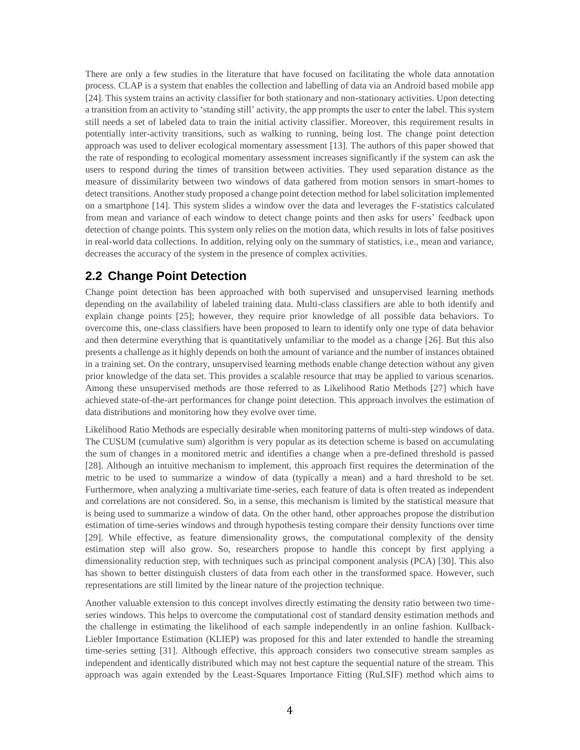There are only a few studies in the literature that have focused on facilitating the whole data annotation process. CLAP is a system that enables the collection and labelling of data via an Android based mobile app [24]. This system trains an activity classifier for both stationary and non-stationary activities. Upon detecting a transition from an activity to 'standing still' activity, the app prompts the user to enter the label. This system still needs a set of labeled data to train the initial activity classifier. Moreover, this requirement results in potentially inter-activity transitions, such as walking to running, being lost. The change point detection approach was used to deliver ecological momentary assessment [13]. The authors of this paper showed that the rate of responding to ecological momentary assessment increases significantly if the system can ask the users to respond during the times of transition between activities. They used separation distance as the measure of dissimilarity between two windows of data gathered from motion sensors in smart-homes to detect transitions. Another study proposed a change point detection method for label solicitation implemented on a smartphone [14]. This system slides a window over the data and leverages the F-statistics calculated from mean and variance of each window to detect change points and then asks for users' feedback upon detection of change points. This system only relies on the motion data, which results in lots of false positives in real-world data collections. In addition, relying only on the summary of statistics, i.e., mean and variance, decreases the accuracy of the system in the presence of complex activities.

## 2.2 Change Point Detection

Change point detection has been approached with both supervised and unsupervised learning methods depending on the availability of labeled training data. Multi-class classifiers are able to both identify and explain change points [25]; however, they require prior knowledge of all possible data behaviors. To overcome this, one-class classifiers have been proposed to learn to identify only one type of data behavior and then determine everything that is quantitatively unfamiliar to the model as a change [26]. But this also presents a challenge as it highly depends on both the amount of variance and the number of instances obtained in a training set. On the contrary, unsupervised learning methods enable change detection without any given prior knowledge of the data set. This provides a scalable resource that may be applied to various scenarios. Among these unsupervised methods are those referred to as Likelihood Ratio Methods [27] which have achieved state-of-the-art performances for change point detection. This approach involves the estimation of data distributions and monitoring how they evolve over time.

Likelihood Ratio Methods are especially desirable when monitoring patterns of multi-step windows of data. The CUSUM (cumulative sum) algorithm is very popular as its detection scheme is based on accumulating the sum of changes in a monitored metric and identifies a change when a pre-defined threshold is passed [28]. Although an intuitive mechanism to implement, this approach first requires the determination of the metric to be used to summarize a window of data (typically a mean) and a hard threshold to be set. Furthermore, when analyzing a multivariate time-series, each feature of data is often treated as independent and correlations are not considered. So, in a sense, this mechanism is limited by the statistical measure that is being used to summarize a window of data. On the other hand, other approaches propose the distribution estimation of time-series windows and through hypothesis testing compare their density functions over time [29]. While effective, as feature dimensionality grows, the computational complexity of the density estimation step will also grow. So, researchers propose to handle this concept by first applying a dimensionality reduction step, with techniques such as principal component analysis (PCA) [30]. This also has shown to better distinguish clusters of data from each other in the transformed space. However, such representations are still limited by the linear nature of the projection technique.

Another valuable extension to this concept involves directly estimating the density ratio between two time-series windows. This helps to overcome the computational cost of standard density estimation methods and the challenge in estimating the likelihood of each sample independently in an online fashion. Kullback-Liebler Importance Estimation (KLIEP) was proposed for this and later extended to handle the streaming time-series setting [31]. Although effective, this approach considers two consecutive stream samples as independent and identically distributed which may not best capture the sequential nature of the stream. This approach was again extended by the Least-Squares Importance Fitting (RuLSIF) method which aims to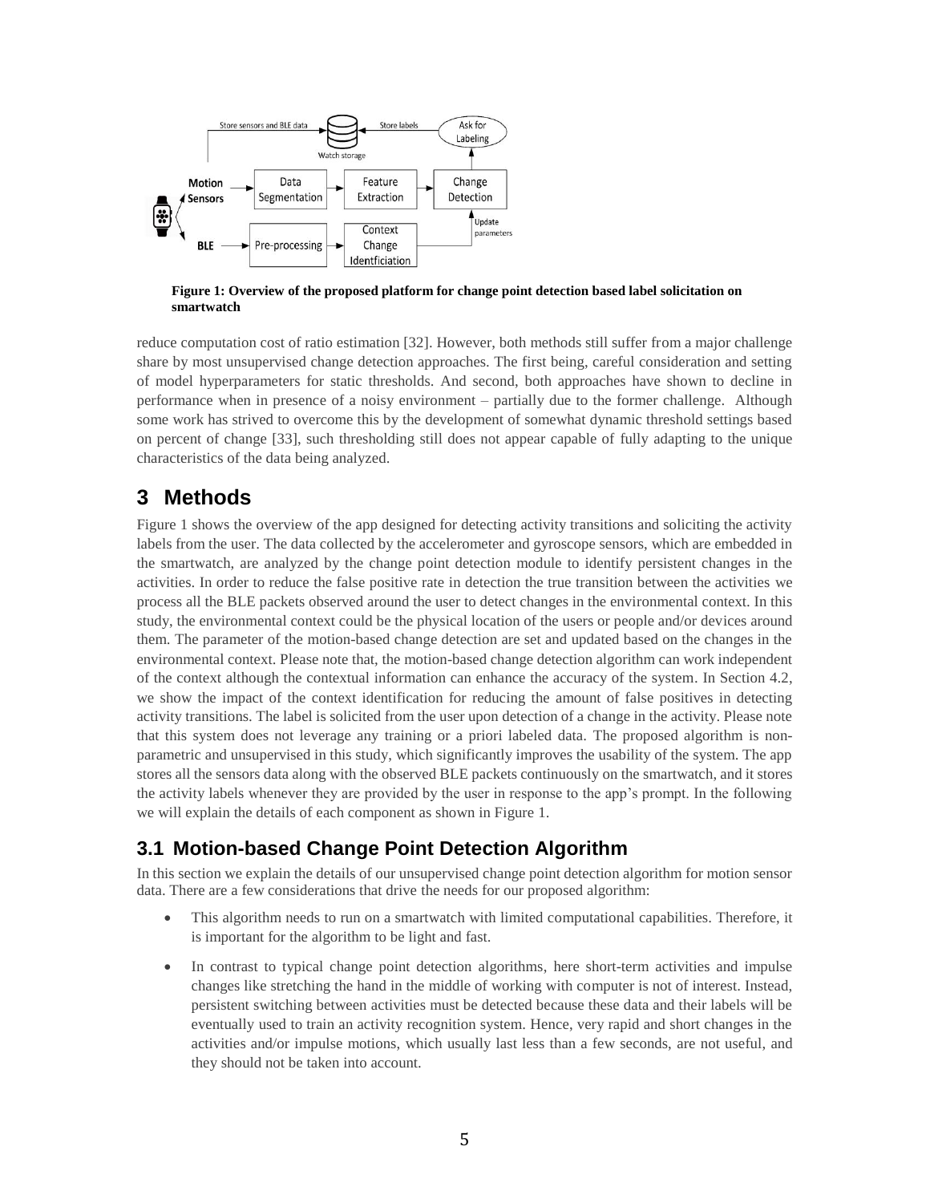**Figure 1: Overview of the proposed platform for change point detection based label solicitation on smartwatch**

reduce computation cost of ratio estimation [32]. However, both methods still suffer from a major challenge share by most unsupervised change detection approaches. The first being, careful consideration and setting of model hyperparameters for static thresholds. And second, both approaches have shown to decline in performance when in presence of a noisy environment – partially due to the former challenge. Although some work has strived to overcome this by the development of somewhat dynamic threshold settings based on percent of change [33], such thresholding still does not appear capable of fully adapting to the unique characteristics of the data being analyzed.

# 3 Methods

Figure 1 shows the overview of the app designed for detecting activity transitions and soliciting the activity labels from the user. The data collected by the accelerometer and gyroscope sensors, which are embedded in the smartwatch, are analyzed by the change point detection module to identify persistent changes in the activities. In order to reduce the false positive rate in detection the true transition between the activities we process all the BLE packets observed around the user to detect changes in the environmental context. In this study, the environmental context could be the physical location of the users or people and/or devices around them. The parameter of the motion-based change detection are set and updated based on the changes in the environmental context. Please note that, the motion-based change detection algorithm can work independent of the context although the contextual information can enhance the accuracy of the system. In Section 4.2, we show the impact of the context identification for reducing the amount of false positives in detecting activity transitions. The label is solicited from the user upon detection of a change in the activity. Please note that this system does not leverage any training or a priori labeled data. The proposed algorithm is non-parametric and unsupervised in this study, which significantly improves the usability of the system. The app stores all the sensors data along with the observed BLE packets continuously on the smartwatch, and it stores the activity labels whenever they are provided by the user in response to the app's prompt. In the following we will explain the details of each component as shown in Figure 1.

## 3.1 Motion-based Change Point Detection Algorithm

In this section we explain the details of our unsupervised change point detection algorithm for motion sensor data. There are a few considerations that drive the needs for our proposed algorithm:

- This algorithm needs to run on a smartwatch with limited computational capabilities. Therefore, it is important for the algorithm to be light and fast.
- In contrast to typical change point detection algorithms, here short-term activities and impulse changes like stretching the hand in the middle of working with computer is not of interest. Instead, persistent switching between activities must be detected because these data and their labels will be eventually used to train an activity recognition system. Hence, very rapid and short changes in the activities and/or impulse motions, which usually last less than a few seconds, are not useful, and they should not be taken into account.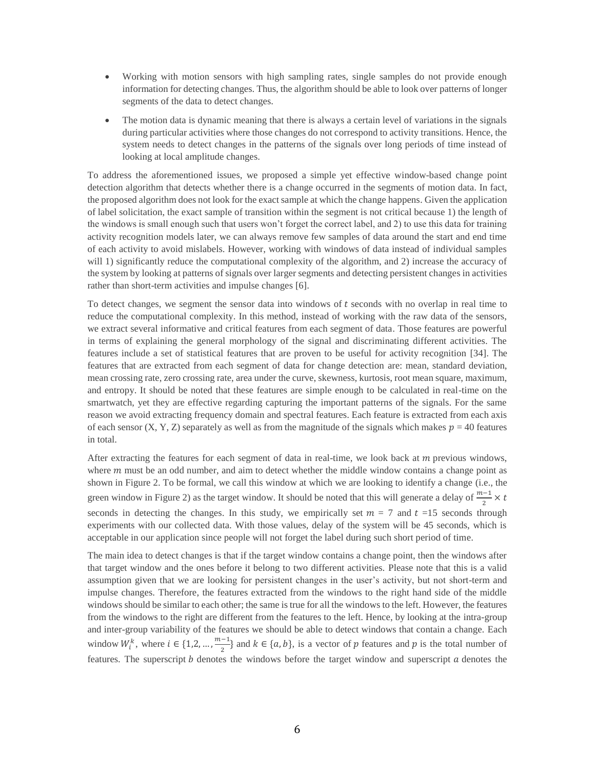- Working with motion sensors with high sampling rates, single samples do not provide enough information for detecting changes. Thus, the algorithm should be able to look over patterns of longer segments of the data to detect changes.
- The motion data is dynamic meaning that there is always a certain level of variations in the signals during particular activities where those changes do not correspond to activity transitions. Hence, the system needs to detect changes in the patterns of the signals over long periods of time instead of looking at local amplitude changes.

To address the aforementioned issues, we proposed a simple yet effective window-based change point detection algorithm that detects whether there is a change occurred in the segments of motion data. In fact, the proposed algorithm does not look for the exact sample at which the change happens. Given the application of label solicitation, the exact sample of transition within the segment is not critical because 1) the length of the windows is small enough such that users won't forget the correct label, and 2) to use this data for training activity recognition models later, we can always remove few samples of data around the start and end time of each activity to avoid mislabels. However, working with windows of data instead of individual samples will 1) significantly reduce the computational complexity of the algorithm, and 2) increase the accuracy of the system by looking at patterns of signals over larger segments and detecting persistent changes in activities rather than short-term activities and impulse changes [6].

To detect changes, we segment the sensor data into windows of $t$ seconds with no overlap in real time to reduce the computational complexity. In this method, instead of working with the raw data of the sensors, we extract several informative and critical features from each segment of data. Those features are powerful in terms of explaining the general morphology of the signal and discriminating different activities. The features include a set of statistical features that are proven to be useful for activity recognition [34]. The features that are extracted from each segment of data for change detection are: mean, standard deviation, mean crossing rate, zero crossing rate, area under the curve, skewness, kurtosis, root mean square, maximum, and entropy. It should be noted that these features are simple enough to be calculated in real-time on the smartwatch, yet they are effective regarding capturing the important patterns of the signals. For the same reason we avoid extracting frequency domain and spectral features. Each feature is extracted from each axis of each sensor (X, Y, Z) separately as well as from the magnitude of the signals which makes $p = 40$ features in total.

After extracting the features for each segment of data in real-time, we look back at $m$ previous windows, where $m$ must be an odd number, and aim to detect whether the middle window contains a change point as shown in Figure 2. To be formal, we call this window at which we are looking to identify a change (i.e., the green window in Figure 2) as the target window. It should be noted that this will generate a delay of $\frac{m-1}{2} \times t$ seconds in detecting the changes. In this study, we empirically set $m = 7$ and $t = 15$ seconds through experiments with our collected data. With those values, delay of the system will be 45 seconds, which is acceptable in our application since people will not forget the label during such short period of time.

The main idea to detect changes is that if the target window contains a change point, then the windows after that target window and the ones before it belong to two different activities. Please note that this is a valid assumption given that we are looking for persistent changes in the user's activity, but not short-term and impulse changes. Therefore, the features extracted from the windows to the right hand side of the middle windows should be similar to each other; the same is true for all the windows to the left. However, the features from the windows to the right are different from the features to the left. Hence, by looking at the intra-group and inter-group variability of the features we should be able to detect windows that contain a change. Each window $W_i^k$, where $i \in \{1, 2, \ldots, \frac{m-1}{2}\}$ and $k \in \{a, b\}$, is a vector of $p$ features and $p$ is the total number of features. The superscript $b$ denotes the windows before the target window and superscript $a$ denotes the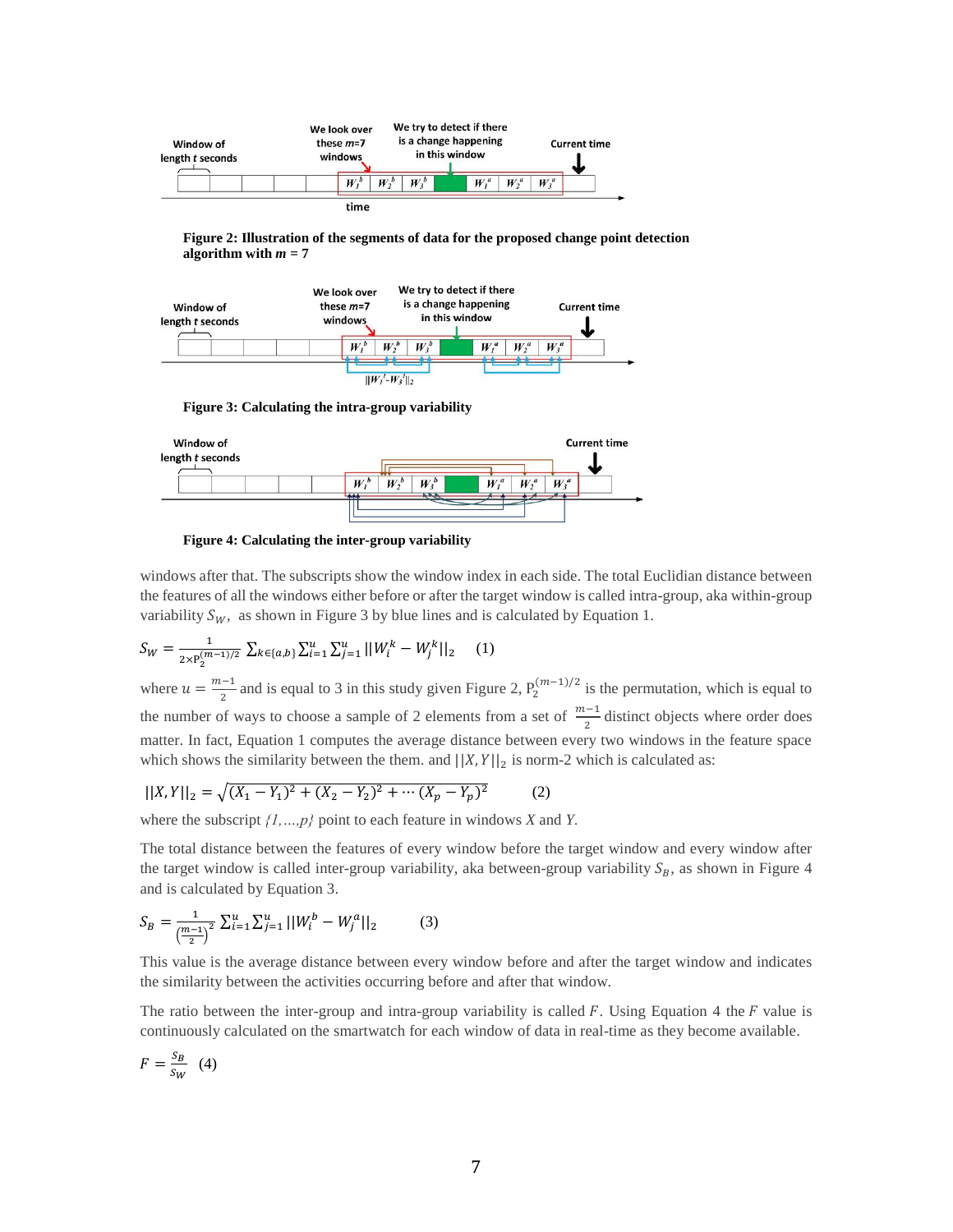Figure 2: Illustration of the segments of data for the proposed change point detection algorithm with $m$ = 7

Figure 3: Calculating the intra-group variability

Figure 4: Calculating the inter-group variability

windows after that. The subscripts show the window index in each side. The total Euclidian distance between the features of all the windows either before or after the target window is called intra-group, aka within-group variability $S_W$, as shown in Figure 3 by blue lines and is calculated by Equation 1.

$$S_W = \frac{1}{2 \times \mathrm{P}_2^{(m-1)/2}} \sum_{k \in \{a,b\}} \sum_{i=1}^{u} \sum_{j=1}^{u} ||W_i^k - W_j^k||_2 \quad (1)$$

where $u = \frac{m-1}{2}$ and is equal to 3 in this study given Figure 2, $\mathrm{P}_2^{(m-1)/2}$ is the permutation, which is equal to the number of ways to choose a sample of 2 elements from a set of $\frac{m-1}{2}$ distinct objects where order does matter. In fact, Equation 1 computes the average distance between every two windows in the feature space which shows the similarity between the them. and $||X, Y||_2$ is norm-2 which is calculated as:

$$||X, Y||_2 = \sqrt{(X_1 - Y_1)^2 + (X_2 - Y_2)^2 + \cdots (X_p - Y_p)^2} \qquad (2)$$

where the subscript *{1,…,p}* point to each feature in windows *X* and *Y*.

The total distance between the features of every window before the target window and every window after the target window is called inter-group variability, aka between-group variability $S_B$, as shown in Figure 4 and is calculated by Equation 3.

$$S_B = \frac{1}{\left(\frac{m-1}{2}\right)^2} \sum_{i=1}^{u} \sum_{j=1}^{u} ||W_i^b - W_j^a||_2 \qquad (3)$$

This value is the average distance between every window before and after the target window and indicates the similarity between the activities occurring before and after that window.

The ratio between the inter-group and intra-group variability is called $F$. Using Equation 4 the $F$ value is continuously calculated on the smartwatch for each window of data in real-time as they become available.

$$F = \frac{S_B}{S_W} \quad (4)$$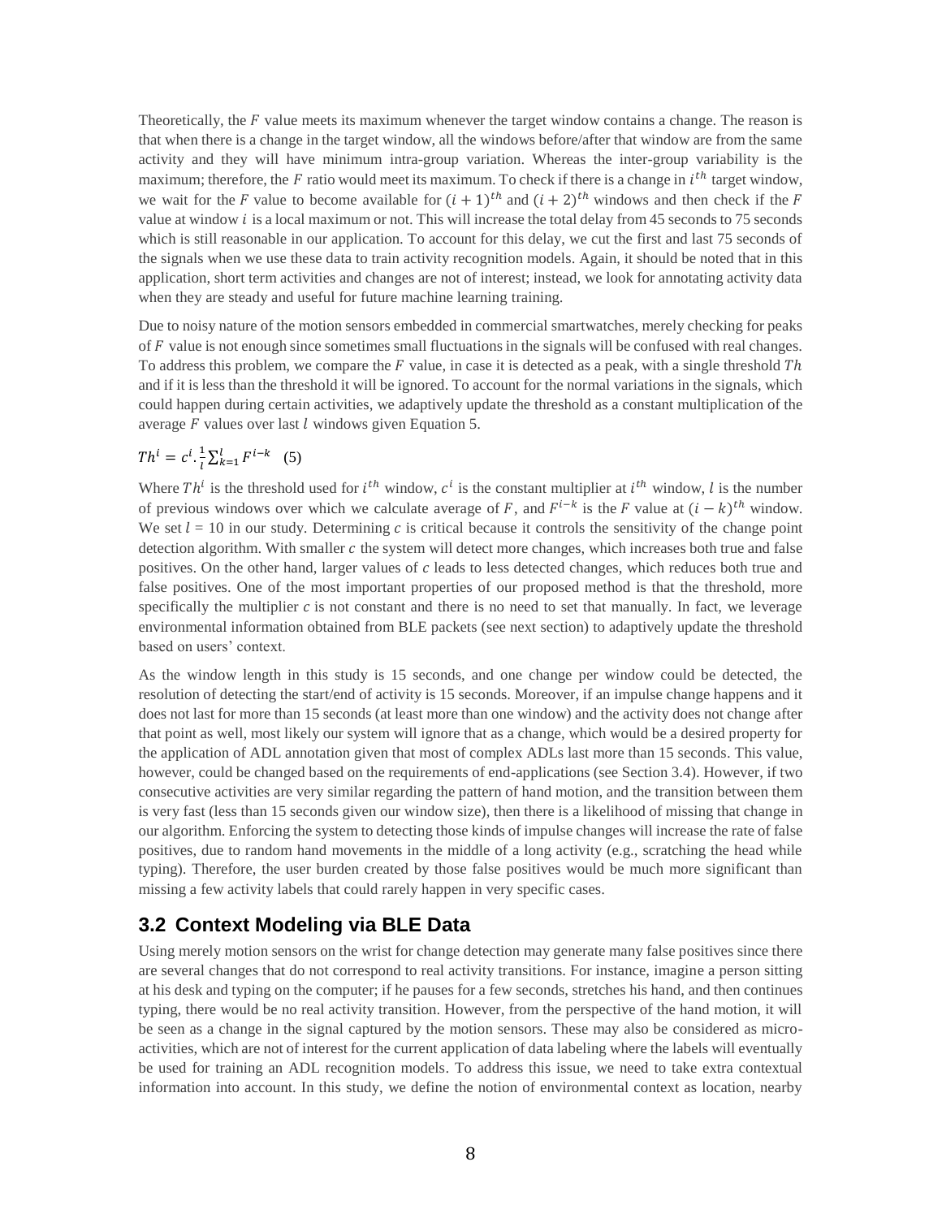Theoretically, the $F$ value meets its maximum whenever the target window contains a change. The reason is that when there is a change in the target window, all the windows before/after that window are from the same activity and they will have minimum intra-group variation. Whereas the inter-group variability is the maximum; therefore, the $F$ ratio would meet its maximum. To check if there is a change in $i^{th}$ target window, we wait for the $F$ value to become available for $(i+1)^{th}$ and $(i+2)^{th}$ windows and then check if the $F$ value at window $i$ is a local maximum or not. This will increase the total delay from 45 seconds to 75 seconds which is still reasonable in our application. To account for this delay, we cut the first and last 75 seconds of the signals when we use these data to train activity recognition models. Again, it should be noted that in this application, short term activities and changes are not of interest; instead, we look for annotating activity data when they are steady and useful for future machine learning training.

Due to noisy nature of the motion sensors embedded in commercial smartwatches, merely checking for peaks of $F$ value is not enough since sometimes small fluctuations in the signals will be confused with real changes. To address this problem, we compare the $F$ value, in case it is detected as a peak, with a single threshold $Th$ and if it is less than the threshold it will be ignored. To account for the normal variations in the signals, which could happen during certain activities, we adaptively update the threshold as a constant multiplication of the average $F$ values over last $l$ windows given Equation 5.

$$Th^i = c^i . \frac{1}{l} \sum_{k=1}^{l} F^{i-k} \quad (5)$$

Where $Th^i$ is the threshold used for $i^{th}$ window, $c^i$ is the constant multiplier at $i^{th}$ window, $l$ is the number of previous windows over which we calculate average of $F$, and $F^{i-k}$ is the $F$ value at $(i-k)^{th}$ window. We set $l$ = 10 in our study. Determining $c$ is critical because it controls the sensitivity of the change point detection algorithm. With smaller $c$ the system will detect more changes, which increases both true and false positives. On the other hand, larger values of $c$ leads to less detected changes, which reduces both true and false positives. One of the most important properties of our proposed method is that the threshold, more specifically the multiplier $c$ is not constant and there is no need to set that manually. In fact, we leverage environmental information obtained from BLE packets (see next section) to adaptively update the threshold based on users' context.

As the window length in this study is 15 seconds, and one change per window could be detected, the resolution of detecting the start/end of activity is 15 seconds. Moreover, if an impulse change happens and it does not last for more than 15 seconds (at least more than one window) and the activity does not change after that point as well, most likely our system will ignore that as a change, which would be a desired property for the application of ADL annotation given that most of complex ADLs last more than 15 seconds. This value, however, could be changed based on the requirements of end-applications (see Section 3.4). However, if two consecutive activities are very similar regarding the pattern of hand motion, and the transition between them is very fast (less than 15 seconds given our window size), then there is a likelihood of missing that change in our algorithm. Enforcing the system to detecting those kinds of impulse changes will increase the rate of false positives, due to random hand movements in the middle of a long activity (e.g., scratching the head while typing). Therefore, the user burden created by those false positives would be much more significant than missing a few activity labels that could rarely happen in very specific cases.

## 3.2 Context Modeling via BLE Data

Using merely motion sensors on the wrist for change detection may generate many false positives since there are several changes that do not correspond to real activity transitions. For instance, imagine a person sitting at his desk and typing on the computer; if he pauses for a few seconds, stretches his hand, and then continues typing, there would be no real activity transition. However, from the perspective of the hand motion, it will be seen as a change in the signal captured by the motion sensors. These may also be considered as micro-activities, which are not of interest for the current application of data labeling where the labels will eventually be used for training an ADL recognition models. To address this issue, we need to take extra contextual information into account. In this study, we define the notion of environmental context as location, nearby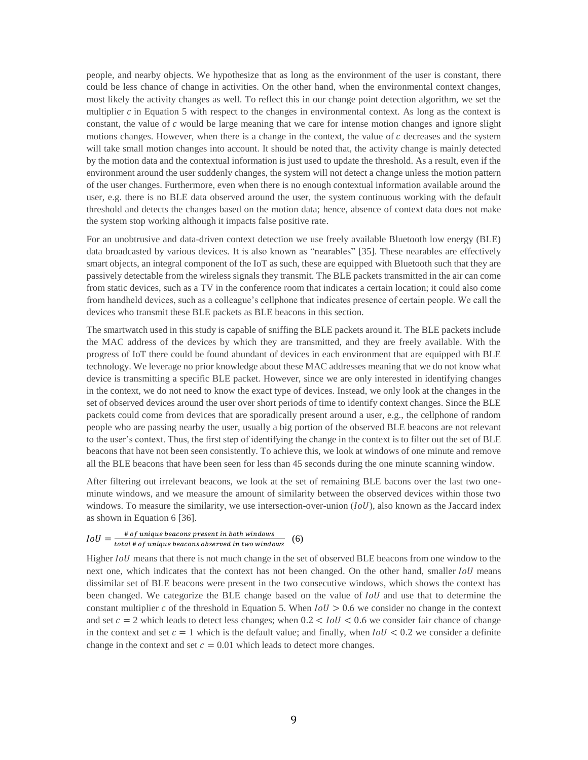people, and nearby objects. We hypothesize that as long as the environment of the user is constant, there could be less chance of change in activities. On the other hand, when the environmental context changes, most likely the activity changes as well. To reflect this in our change point detection algorithm, we set the multiplier $c$ in Equation 5 with respect to the changes in environmental context. As long as the context is constant, the value of $c$ would be large meaning that we care for intense motion changes and ignore slight motions changes. However, when there is a change in the context, the value of $c$ decreases and the system will take small motion changes into account. It should be noted that, the activity change is mainly detected by the motion data and the contextual information is just used to update the threshold. As a result, even if the environment around the user suddenly changes, the system will not detect a change unless the motion pattern of the user changes. Furthermore, even when there is no enough contextual information available around the user, e.g. there is no BLE data observed around the user, the system continuous working with the default threshold and detects the changes based on the motion data; hence, absence of context data does not make the system stop working although it impacts false positive rate.

For an unobtrusive and data-driven context detection we use freely available Bluetooth low energy (BLE) data broadcasted by various devices. It is also known as "nearables" [35]. These nearables are effectively smart objects, an integral component of the IoT as such, these are equipped with Bluetooth such that they are passively detectable from the wireless signals they transmit. The BLE packets transmitted in the air can come from static devices, such as a TV in the conference room that indicates a certain location; it could also come from handheld devices, such as a colleague's cellphone that indicates presence of certain people. We call the devices who transmit these BLE packets as BLE beacons in this section.

The smartwatch used in this study is capable of sniffing the BLE packets around it. The BLE packets include the MAC address of the devices by which they are transmitted, and they are freely available. With the progress of IoT there could be found abundant of devices in each environment that are equipped with BLE technology. We leverage no prior knowledge about these MAC addresses meaning that we do not know what device is transmitting a specific BLE packet. However, since we are only interested in identifying changes in the context, we do not need to know the exact type of devices. Instead, we only look at the changes in the set of observed devices around the user over short periods of time to identify context changes. Since the BLE packets could come from devices that are sporadically present around a user, e.g., the cellphone of random people who are passing nearby the user, usually a big portion of the observed BLE beacons are not relevant to the user's context. Thus, the first step of identifying the change in the context is to filter out the set of BLE beacons that have not been seen consistently. To achieve this, we look at windows of one minute and remove all the BLE beacons that have been seen for less than 45 seconds during the one minute scanning window.

After filtering out irrelevant beacons, we look at the set of remaining BLE bacons over the last two one-minute windows, and we measure the amount of similarity between the observed devices within those two windows. To measure the similarity, we use intersection-over-union ($IoU$), also known as the Jaccard index as shown in Equation 6 [36].

$$IoU = \frac{\#\ of\ unique\ beacons\ present\ in\ both\ windows}{total\ \#\ of\ unique\ beacons\ observed\ in\ two\ windows} \quad (6)$$

Higher $IoU$ means that there is not much change in the set of observed BLE beacons from one window to the next one, which indicates that the context has not been changed. On the other hand, smaller $IoU$ means dissimilar set of BLE beacons were present in the two consecutive windows, which shows the context has been changed. We categorize the BLE change based on the value of $IoU$ and use that to determine the constant multiplier $c$ of the threshold in Equation 5. When $IoU > 0.6$ we consider no change in the context and set $c = 2$ which leads to detect less changes; when $0.2 < IoU < 0.6$ we consider fair chance of change in the context and set $c = 1$ which is the default value; and finally, when $IoU < 0.2$ we consider a definite change in the context and set $c = 0.01$ which leads to detect more changes.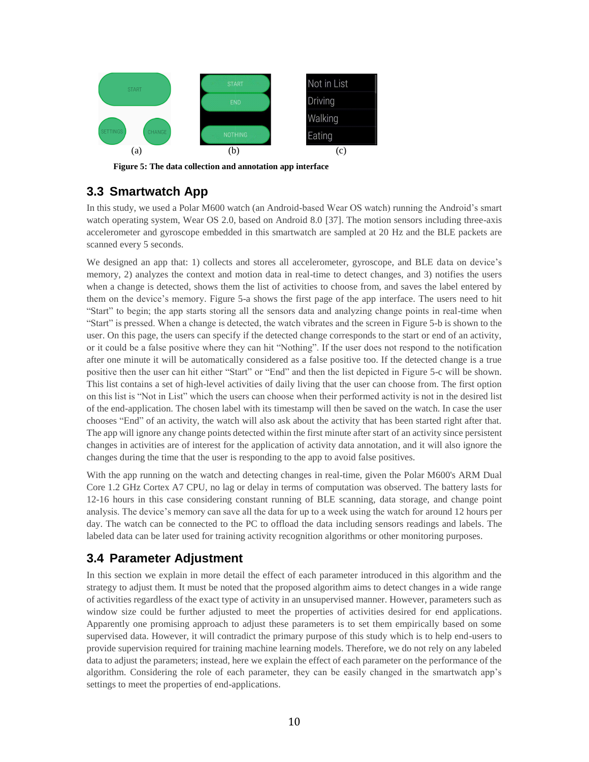Figure 5: The data collection and annotation app interface

## 3.3 Smartwatch App

In this study, we used a Polar M600 watch (an Android-based Wear OS watch) running the Android's smart watch operating system, Wear OS 2.0, based on Android 8.0 [37]. The motion sensors including three-axis accelerometer and gyroscope embedded in this smartwatch are sampled at 20 Hz and the BLE packets are scanned every 5 seconds.

We designed an app that: 1) collects and stores all accelerometer, gyroscope, and BLE data on device's memory, 2) analyzes the context and motion data in real-time to detect changes, and 3) notifies the users when a change is detected, shows them the list of activities to choose from, and saves the label entered by them on the device's memory. Figure 5-a shows the first page of the app interface. The users need to hit "Start" to begin; the app starts storing all the sensors data and analyzing change points in real-time when "Start" is pressed. When a change is detected, the watch vibrates and the screen in Figure 5-b is shown to the user. On this page, the users can specify if the detected change corresponds to the start or end of an activity, or it could be a false positive where they can hit "Nothing". If the user does not respond to the notification after one minute it will be automatically considered as a false positive too. If the detected change is a true positive then the user can hit either "Start" or "End" and then the list depicted in Figure 5-c will be shown. This list contains a set of high-level activities of daily living that the user can choose from. The first option on this list is "Not in List" which the users can choose when their performed activity is not in the desired list of the end-application. The chosen label with its timestamp will then be saved on the watch. In case the user chooses "End" of an activity, the watch will also ask about the activity that has been started right after that. The app will ignore any change points detected within the first minute after start of an activity since persistent changes in activities are of interest for the application of activity data annotation, and it will also ignore the changes during the time that the user is responding to the app to avoid false positives.

With the app running on the watch and detecting changes in real-time, given the Polar M600's ARM Dual Core 1.2 GHz Cortex A7 CPU, no lag or delay in terms of computation was observed. The battery lasts for 12-16 hours in this case considering constant running of BLE scanning, data storage, and change point analysis. The device's memory can save all the data for up to a week using the watch for around 12 hours per day. The watch can be connected to the PC to offload the data including sensors readings and labels. The labeled data can be later used for training activity recognition algorithms or other monitoring purposes.

## 3.4 Parameter Adjustment

In this section we explain in more detail the effect of each parameter introduced in this algorithm and the strategy to adjust them. It must be noted that the proposed algorithm aims to detect changes in a wide range of activities regardless of the exact type of activity in an unsupervised manner. However, parameters such as window size could be further adjusted to meet the properties of activities desired for end applications. Apparently one promising approach to adjust these parameters is to set them empirically based on some supervised data. However, it will contradict the primary purpose of this study which is to help end-users to provide supervision required for training machine learning models. Therefore, we do not rely on any labeled data to adjust the parameters; instead, here we explain the effect of each parameter on the performance of the algorithm. Considering the role of each parameter, they can be easily changed in the smartwatch app's settings to meet the properties of end-applications.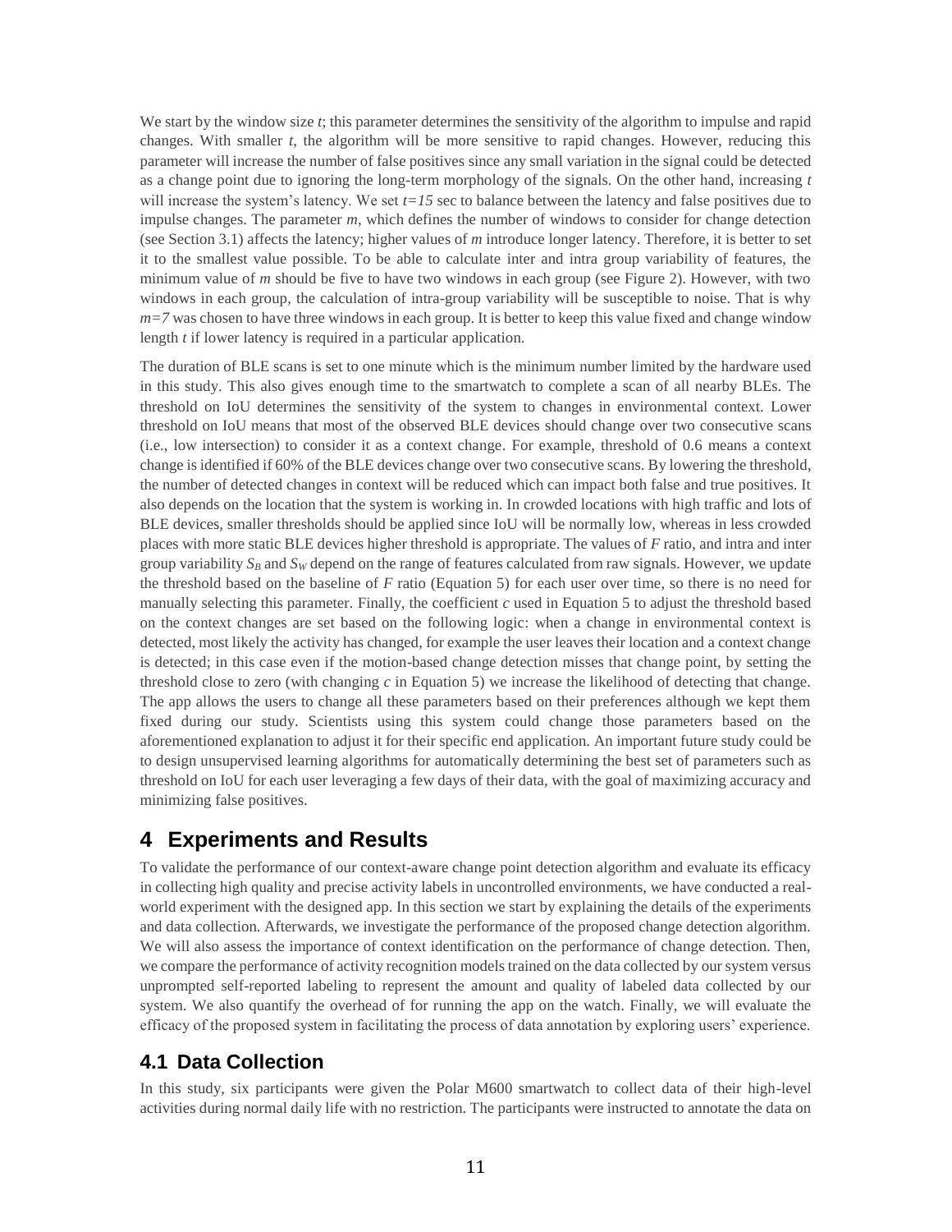We start by the window size $t$; this parameter determines the sensitivity of the algorithm to impulse and rapid changes. With smaller $t$, the algorithm will be more sensitive to rapid changes. However, reducing this parameter will increase the number of false positives since any small variation in the signal could be detected as a change point due to ignoring the long-term morphology of the signals. On the other hand, increasing $t$ will increase the system's latency. We set $t=15$ sec to balance between the latency and false positives due to impulse changes. The parameter $m$, which defines the number of windows to consider for change detection (see Section 3.1) affects the latency; higher values of $m$ introduce longer latency. Therefore, it is better to set it to the smallest value possible. To be able to calculate inter and intra group variability of features, the minimum value of $m$ should be five to have two windows in each group (see Figure 2). However, with two windows in each group, the calculation of intra-group variability will be susceptible to noise. That is why $m=7$ was chosen to have three windows in each group. It is better to keep this value fixed and change window length $t$ if lower latency is required in a particular application.

The duration of BLE scans is set to one minute which is the minimum number limited by the hardware used in this study. This also gives enough time to the smartwatch to complete a scan of all nearby BLEs. The threshold on IoU determines the sensitivity of the system to changes in environmental context. Lower threshold on IoU means that most of the observed BLE devices should change over two consecutive scans (i.e., low intersection) to consider it as a context change. For example, threshold of 0.6 means a context change is identified if 60% of the BLE devices change over two consecutive scans. By lowering the threshold, the number of detected changes in context will be reduced which can impact both false and true positives. It also depends on the location that the system is working in. In crowded locations with high traffic and lots of BLE devices, smaller thresholds should be applied since IoU will be normally low, whereas in less crowded places with more static BLE devices higher threshold is appropriate. The values of $F$ ratio, and intra and inter group variability $S_B$ and $S_W$ depend on the range of features calculated from raw signals. However, we update the threshold based on the baseline of $F$ ratio (Equation 5) for each user over time, so there is no need for manually selecting this parameter. Finally, the coefficient $c$ used in Equation 5 to adjust the threshold based on the context changes are set based on the following logic: when a change in environmental context is detected, most likely the activity has changed, for example the user leaves their location and a context change is detected; in this case even if the motion-based change detection misses that change point, by setting the threshold close to zero (with changing $c$ in Equation 5) we increase the likelihood of detecting that change. The app allows the users to change all these parameters based on their preferences although we kept them fixed during our study. Scientists using this system could change those parameters based on the aforementioned explanation to adjust it for their specific end application. An important future study could be to design unsupervised learning algorithms for automatically determining the best set of parameters such as threshold on IoU for each user leveraging a few days of their data, with the goal of maximizing accuracy and minimizing false positives.

## 4 Experiments and Results

To validate the performance of our context-aware change point detection algorithm and evaluate its efficacy in collecting high quality and precise activity labels in uncontrolled environments, we have conducted a real-world experiment with the designed app. In this section we start by explaining the details of the experiments and data collection. Afterwards, we investigate the performance of the proposed change detection algorithm. We will also assess the importance of context identification on the performance of change detection. Then, we compare the performance of activity recognition models trained on the data collected by our system versus unprompted self-reported labeling to represent the amount and quality of labeled data collected by our system. We also quantify the overhead of for running the app on the watch. Finally, we will evaluate the efficacy of the proposed system in facilitating the process of data annotation by exploring users' experience.

### 4.1 Data Collection

In this study, six participants were given the Polar M600 smartwatch to collect data of their high-level activities during normal daily life with no restriction. The participants were instructed to annotate the data on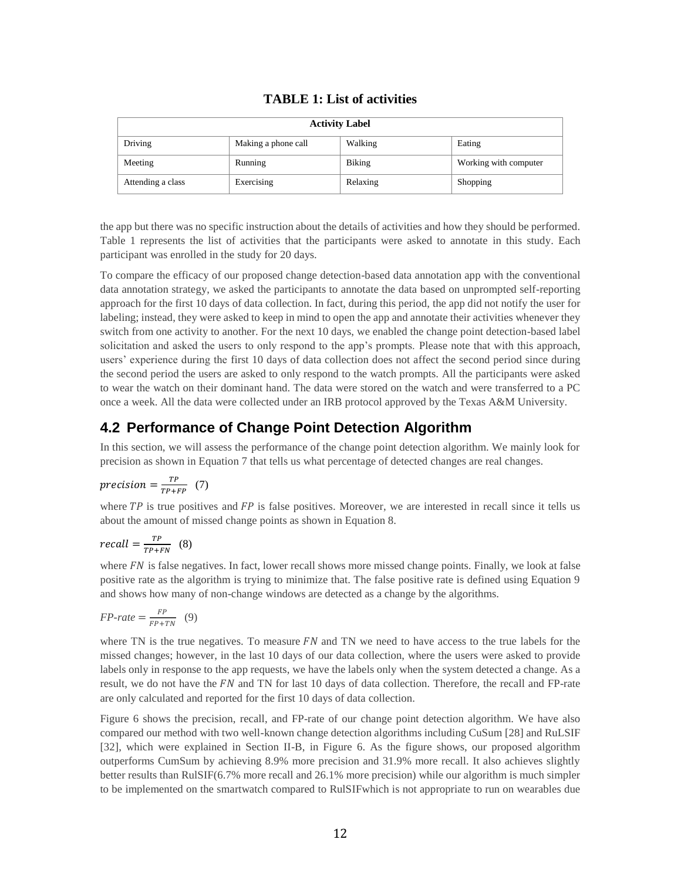**TABLE 1: List of activities**

| Activity Label | | | |
|---|---|---|---|
| Driving | Making a phone call | Walking | Eating |
| Meeting | Running | Biking | Working with computer |
| Attending a class | Exercising | Relaxing | Shopping |

the app but there was no specific instruction about the details of activities and how they should be performed. Table 1 represents the list of activities that the participants were asked to annotate in this study. Each participant was enrolled in the study for 20 days.

To compare the efficacy of our proposed change detection-based data annotation app with the conventional data annotation strategy, we asked the participants to annotate the data based on unprompted self-reporting approach for the first 10 days of data collection. In fact, during this period, the app did not notify the user for labeling; instead, they were asked to keep in mind to open the app and annotate their activities whenever they switch from one activity to another. For the next 10 days, we enabled the change point detection-based label solicitation and asked the users to only respond to the app's prompts. Please note that with this approach, users' experience during the first 10 days of data collection does not affect the second period since during the second period the users are asked to only respond to the watch prompts. All the participants were asked to wear the watch on their dominant hand. The data were stored on the watch and were transferred to a PC once a week. All the data were collected under an IRB protocol approved by the Texas A&M University.

## 4.2 Performance of Change Point Detection Algorithm

In this section, we will assess the performance of the change point detection algorithm. We mainly look for precision as shown in Equation 7 that tells us what percentage of detected changes are real changes.

$$precision = \frac{TP}{TP+FP} \quad (7)$$

where $TP$ is true positives and $FP$ is false positives. Moreover, we are interested in recall since it tells us about the amount of missed change points as shown in Equation 8.

$$recall = \frac{TP}{TP+FN} \quad (8)$$

where $FN$ is false negatives. In fact, lower recall shows more missed change points. Finally, we look at false positive rate as the algorithm is trying to minimize that. The false positive rate is defined using Equation 9 and shows how many of non-change windows are detected as a change by the algorithms.

$$FP\text{-}rate = \frac{FP}{FP+TN} \quad (9)$$

where TN is the true negatives. To measure $FN$ and TN we need to have access to the true labels for the missed changes; however, in the last 10 days of our data collection, where the users were asked to provide labels only in response to the app requests, we have the labels only when the system detected a change. As a result, we do not have the $FN$ and TN for last 10 days of data collection. Therefore, the recall and FP-rate are only calculated and reported for the first 10 days of data collection.

Figure 6 shows the precision, recall, and FP-rate of our change point detection algorithm. We have also compared our method with two well-known change detection algorithms including CuSum [28] and RuLSIF [32], which were explained in Section II-B, in Figure 6. As the figure shows, our proposed algorithm outperforms CumSum by achieving 8.9% more precision and 31.9% more recall. It also achieves slightly better results than RulSIF(6.7% more recall and 26.1% more precision) while our algorithm is much simpler to be implemented on the smartwatch compared to RulSIFwhich is not appropriate to run on wearables due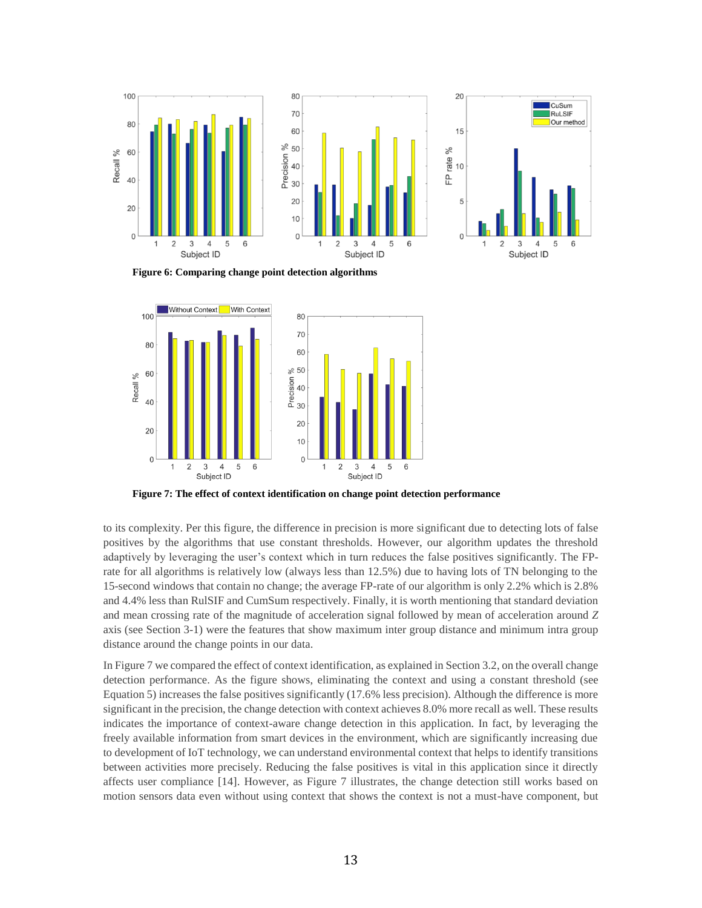**Figure 6: Comparing change point detection algorithms**

**Figure 7: The effect of context identification on change point detection performance**

to its complexity. Per this figure, the difference in precision is more significant due to detecting lots of false positives by the algorithms that use constant thresholds. However, our algorithm updates the threshold adaptively by leveraging the user's context which in turn reduces the false positives significantly. The FP-rate for all algorithms is relatively low (always less than 12.5%) due to having lots of TN belonging to the 15-second windows that contain no change; the average FP-rate of our algorithm is only 2.2% which is 2.8% and 4.4% less than RulSIF and CumSum respectively. Finally, it is worth mentioning that standard deviation and mean crossing rate of the magnitude of acceleration signal followed by mean of acceleration around *Z* axis (see Section 3-1) were the features that show maximum inter group distance and minimum intra group distance around the change points in our data.

In Figure 7 we compared the effect of context identification, as explained in Section 3.2, on the overall change detection performance. As the figure shows, eliminating the context and using a constant threshold (see Equation 5) increases the false positives significantly (17.6% less precision). Although the difference is more significant in the precision, the change detection with context achieves 8.0% more recall as well. These results indicates the importance of context-aware change detection in this application. In fact, by leveraging the freely available information from smart devices in the environment, which are significantly increasing due to development of IoT technology, we can understand environmental context that helps to identify transitions between activities more precisely. Reducing the false positives is vital in this application since it directly affects user compliance [14]. However, as Figure 7 illustrates, the change detection still works based on motion sensors data even without using context that shows the context is not a must-have component, but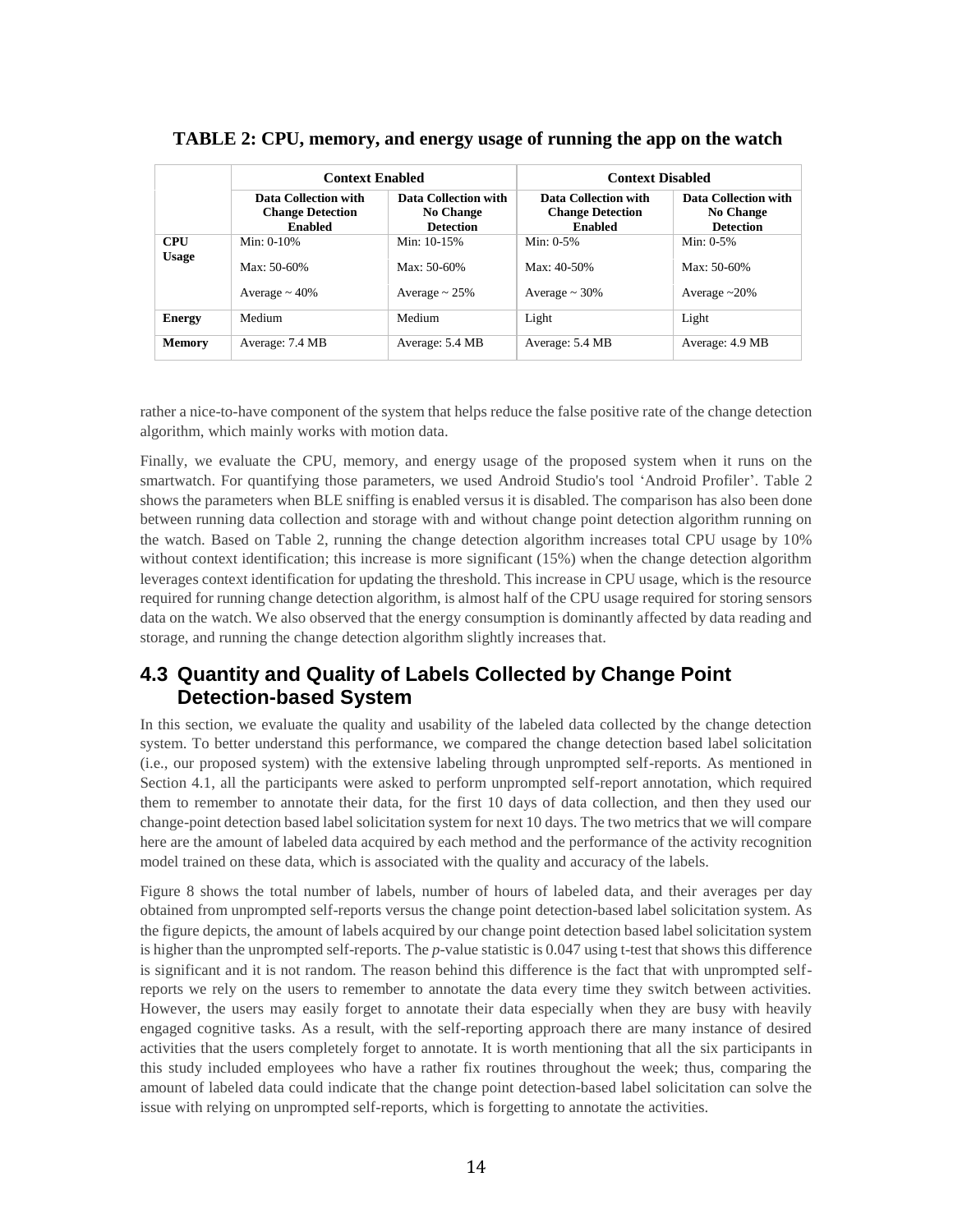**TABLE 2: CPU, memory, and energy usage of running the app on the watch**

| | Context Enabled | | Context Disabled | |
|---|---|---|---|---|
| | **Data Collection with Change Detection Enabled** | **Data Collection with No Change Detection** | **Data Collection with Change Detection Enabled** | **Data Collection with No Change Detection** |
| **CPU Usage** | Min: 0-10%<br>Max: 50-60%<br>Average ~ 40% | Min: 10-15%<br>Max: 50-60%<br>Average ~ 25% | Min: 0-5%<br>Max: 40-50%<br>Average ~ 30% | Min: 0-5%<br>Max: 50-60%<br>Average ~20% |
| **Energy** | Medium | Medium | Light | Light |
| **Memory** | Average: 7.4 MB | Average: 5.4 MB | Average: 5.4 MB | Average: 4.9 MB |

rather a nice-to-have component of the system that helps reduce the false positive rate of the change detection algorithm, which mainly works with motion data.

Finally, we evaluate the CPU, memory, and energy usage of the proposed system when it runs on the smartwatch. For quantifying those parameters, we used Android Studio's tool 'Android Profiler'. Table 2 shows the parameters when BLE sniffing is enabled versus it is disabled. The comparison has also been done between running data collection and storage with and without change point detection algorithm running on the watch. Based on Table 2, running the change detection algorithm increases total CPU usage by 10% without context identification; this increase is more significant (15%) when the change detection algorithm leverages context identification for updating the threshold. This increase in CPU usage, which is the resource required for running change detection algorithm, is almost half of the CPU usage required for storing sensors data on the watch. We also observed that the energy consumption is dominantly affected by data reading and storage, and running the change detection algorithm slightly increases that.

## 4.3 Quantity and Quality of Labels Collected by Change Point Detection-based System

In this section, we evaluate the quality and usability of the labeled data collected by the change detection system. To better understand this performance, we compared the change detection based label solicitation (i.e., our proposed system) with the extensive labeling through unprompted self-reports. As mentioned in Section 4.1, all the participants were asked to perform unprompted self-report annotation, which required them to remember to annotate their data, for the first 10 days of data collection, and then they used our change-point detection based label solicitation system for next 10 days. The two metrics that we will compare here are the amount of labeled data acquired by each method and the performance of the activity recognition model trained on these data, which is associated with the quality and accuracy of the labels.

Figure 8 shows the total number of labels, number of hours of labeled data, and their averages per day obtained from unprompted self-reports versus the change point detection-based label solicitation system. As the figure depicts, the amount of labels acquired by our change point detection based label solicitation system is higher than the unprompted self-reports. The *p*-value statistic is 0.047 using t-test that shows this difference is significant and it is not random. The reason behind this difference is the fact that with unprompted self-reports we rely on the users to remember to annotate the data every time they switch between activities. However, the users may easily forget to annotate their data especially when they are busy with heavily engaged cognitive tasks. As a result, with the self-reporting approach there are many instance of desired activities that the users completely forget to annotate. It is worth mentioning that all the six participants in this study included employees who have a rather fix routines throughout the week; thus, comparing the amount of labeled data could indicate that the change point detection-based label solicitation can solve the issue with relying on unprompted self-reports, which is forgetting to annotate the activities.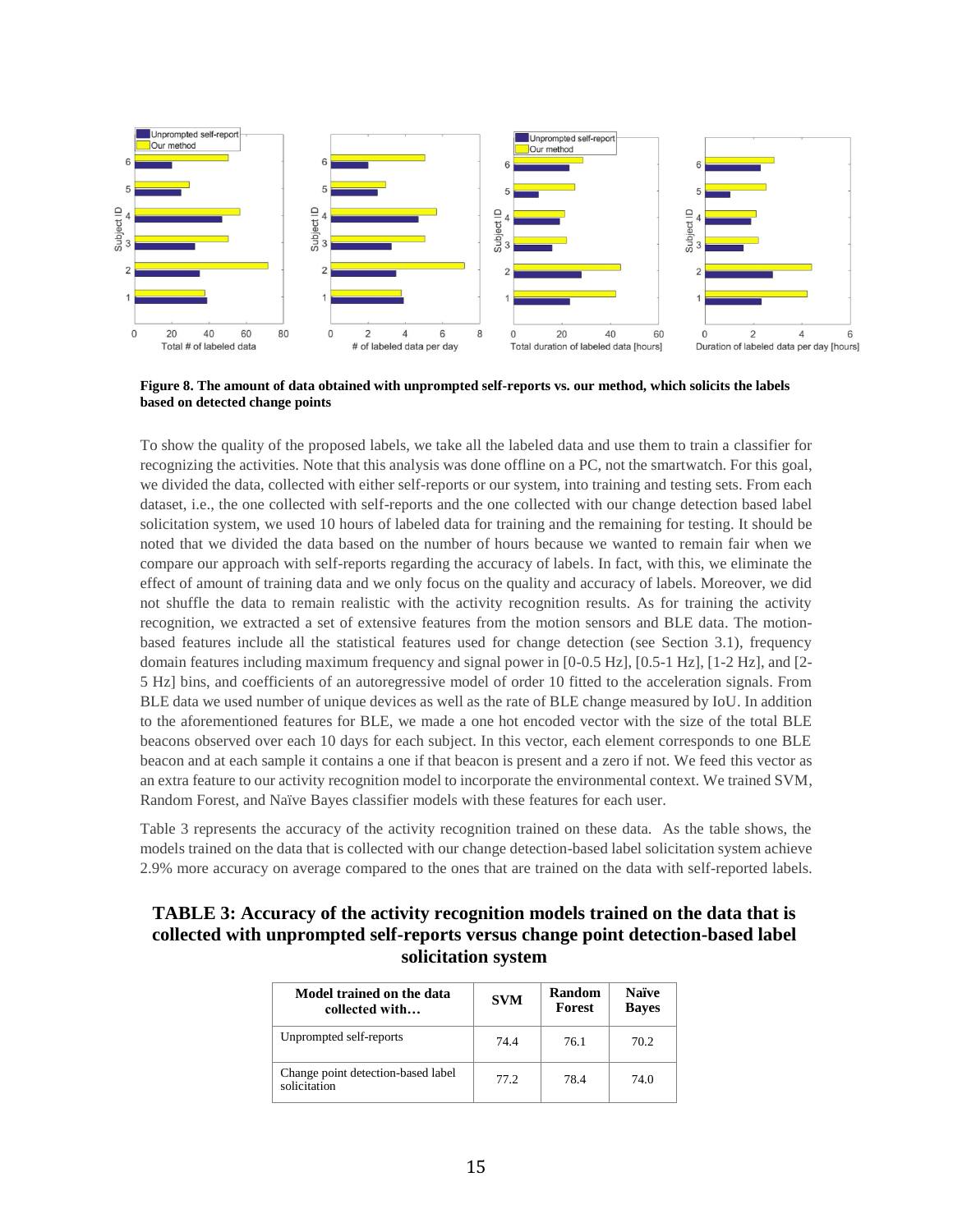**Figure 8. The amount of data obtained with unprompted self-reports vs. our method, which solicits the labels based on detected change points**

To show the quality of the proposed labels, we take all the labeled data and use them to train a classifier for recognizing the activities. Note that this analysis was done offline on a PC, not the smartwatch. For this goal, we divided the data, collected with either self-reports or our system, into training and testing sets. From each dataset, i.e., the one collected with self-reports and the one collected with our change detection based label solicitation system, we used 10 hours of labeled data for training and the remaining for testing. It should be noted that we divided the data based on the number of hours because we wanted to remain fair when we compare our approach with self-reports regarding the accuracy of labels. In fact, with this, we eliminate the effect of amount of training data and we only focus on the quality and accuracy of labels. Moreover, we did not shuffle the data to remain realistic with the activity recognition results. As for training the activity recognition, we extracted a set of extensive features from the motion sensors and BLE data. The motion-based features include all the statistical features used for change detection (see Section 3.1), frequency domain features including maximum frequency and signal power in [0-0.5 Hz], [0.5-1 Hz], [1-2 Hz], and [2-5 Hz] bins, and coefficients of an autoregressive model of order 10 fitted to the acceleration signals. From BLE data we used number of unique devices as well as the rate of BLE change measured by IoU. In addition to the aforementioned features for BLE, we made a one hot encoded vector with the size of the total BLE beacons observed over each 10 days for each subject. In this vector, each element corresponds to one BLE beacon and at each sample it contains a one if that beacon is present and a zero if not. We feed this vector as an extra feature to our activity recognition model to incorporate the environmental context. We trained SVM, Random Forest, and Naïve Bayes classifier models with these features for each user.

Table 3 represents the accuracy of the activity recognition trained on these data. As the table shows, the models trained on the data that is collected with our change detection-based label solicitation system achieve 2.9% more accuracy on average compared to the ones that are trained on the data with self-reported labels.

**TABLE 3: Accuracy of the activity recognition models trained on the data that is collected with unprompted self-reports versus change point detection-based label solicitation system**

| Model trained on the data collected with… | SVM | Random Forest | Naïve Bayes |
|---|---|---|---|
| Unprompted self-reports | 74.4 | 76.1 | 70.2 |
| Change point detection-based label solicitation | 77.2 | 78.4 | 74.0 |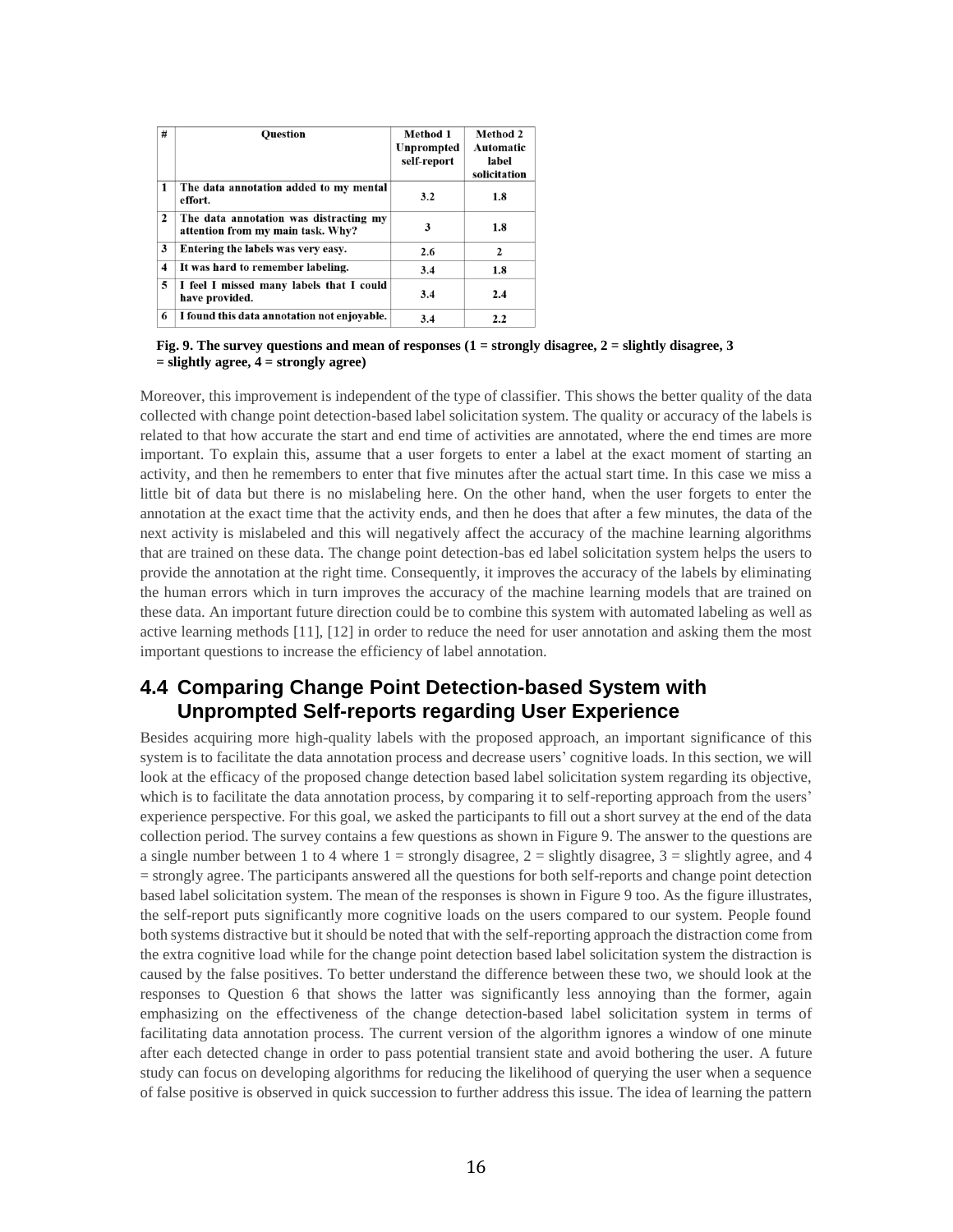| # | Question | Method 1 Unprompted self-report | Method 2 Automatic label solicitation |
|---|---|---|---|
| 1 | The data annotation added to my mental effort. | 3.2 | 1.8 |
| 2 | The data annotation was distracting my attention from my main task. Why? | 3 | 1.8 |
| 3 | Entering the labels was very easy. | 2.6 | 2 |
| 4 | It was hard to remember labeling. | 3.4 | 1.8 |
| 5 | I feel I missed many labels that I could have provided. | 3.4 | 2.4 |
| 6 | I found this data annotation not enjoyable. | 3.4 | 2.2 |

**Fig. 9. The survey questions and mean of responses (1 = strongly disagree, 2 = slightly disagree, 3 = slightly agree, 4 = strongly agree)**

Moreover, this improvement is independent of the type of classifier. This shows the better quality of the data collected with change point detection-based label solicitation system. The quality or accuracy of the labels is related to that how accurate the start and end time of activities are annotated, where the end times are more important. To explain this, assume that a user forgets to enter a label at the exact moment of starting an activity, and then he remembers to enter that five minutes after the actual start time. In this case we miss a little bit of data but there is no mislabeling here. On the other hand, when the user forgets to enter the annotation at the exact time that the activity ends, and then he does that after a few minutes, the data of the next activity is mislabeled and this will negatively affect the accuracy of the machine learning algorithms that are trained on these data. The change point detection-bas ed label solicitation system helps the users to provide the annotation at the right time. Consequently, it improves the accuracy of the labels by eliminating the human errors which in turn improves the accuracy of the machine learning models that are trained on these data. An important future direction could be to combine this system with automated labeling as well as active learning methods [11], [12] in order to reduce the need for user annotation and asking them the most important questions to increase the efficiency of label annotation.

## 4.4 Comparing Change Point Detection-based System with Unprompted Self-reports regarding User Experience

Besides acquiring more high-quality labels with the proposed approach, an important significance of this system is to facilitate the data annotation process and decrease users' cognitive loads. In this section, we will look at the efficacy of the proposed change detection based label solicitation system regarding its objective, which is to facilitate the data annotation process, by comparing it to self-reporting approach from the users' experience perspective. For this goal, we asked the participants to fill out a short survey at the end of the data collection period. The survey contains a few questions as shown in Figure 9. The answer to the questions are a single number between 1 to 4 where 1 = strongly disagree, 2 = slightly disagree, 3 = slightly agree, and 4 = strongly agree. The participants answered all the questions for both self-reports and change point detection based label solicitation system. The mean of the responses is shown in Figure 9 too. As the figure illustrates, the self-report puts significantly more cognitive loads on the users compared to our system. People found both systems distractive but it should be noted that with the self-reporting approach the distraction come from the extra cognitive load while for the change point detection based label solicitation system the distraction is caused by the false positives. To better understand the difference between these two, we should look at the responses to Question 6 that shows the latter was significantly less annoying than the former, again emphasizing on the effectiveness of the change detection-based label solicitation system in terms of facilitating data annotation process. The current version of the algorithm ignores a window of one minute after each detected change in order to pass potential transient state and avoid bothering the user. A future study can focus on developing algorithms for reducing the likelihood of querying the user when a sequence of false positive is observed in quick succession to further address this issue. The idea of learning the pattern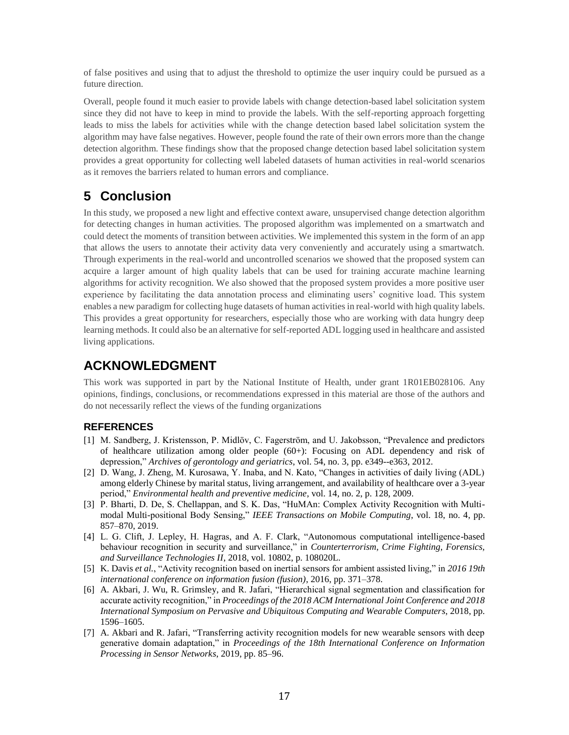of false positives and using that to adjust the threshold to optimize the user inquiry could be pursued as a future direction.

Overall, people found it much easier to provide labels with change detection-based label solicitation system since they did not have to keep in mind to provide the labels. With the self-reporting approach forgetting leads to miss the labels for activities while with the change detection based label solicitation system the algorithm may have false negatives. However, people found the rate of their own errors more than the change detection algorithm. These findings show that the proposed change detection based label solicitation system provides a great opportunity for collecting well labeled datasets of human activities in real-world scenarios as it removes the barriers related to human errors and compliance.

# 5 Conclusion

In this study, we proposed a new light and effective context aware, unsupervised change detection algorithm for detecting changes in human activities. The proposed algorithm was implemented on a smartwatch and could detect the moments of transition between activities. We implemented this system in the form of an app that allows the users to annotate their activity data very conveniently and accurately using a smartwatch. Through experiments in the real-world and uncontrolled scenarios we showed that the proposed system can acquire a larger amount of high quality labels that can be used for training accurate machine learning algorithms for activity recognition. We also showed that the proposed system provides a more positive user experience by facilitating the data annotation process and eliminating users' cognitive load. This system enables a new paradigm for collecting huge datasets of human activities in real-world with high quality labels. This provides a great opportunity for researchers, especially those who are working with data hungry deep learning methods. It could also be an alternative for self-reported ADL logging used in healthcare and assisted living applications.

# ACKNOWLEDGMENT

This work was supported in part by the National Institute of Health, under grant 1R01EB028106. Any opinions, findings, conclusions, or recommendations expressed in this material are those of the authors and do not necessarily reflect the views of the funding organizations

## REFERENCES

[1] M. Sandberg, J. Kristensson, P. Midlöv, C. Fagerström, and U. Jakobsson, "Prevalence and predictors of healthcare utilization among older people (60+): Focusing on ADL dependency and risk of depression," *Archives of gerontology and geriatrics*, vol. 54, no. 3, pp. e349--e363, 2012.

[2] D. Wang, J. Zheng, M. Kurosawa, Y. Inaba, and N. Kato, "Changes in activities of daily living (ADL) among elderly Chinese by marital status, living arrangement, and availability of healthcare over a 3-year period," *Environmental health and preventive medicine*, vol. 14, no. 2, p. 128, 2009.

[3] P. Bharti, D. De, S. Chellappan, and S. K. Das, "HuMAn: Complex Activity Recognition with Multi-modal Multi-positional Body Sensing," *IEEE Transactions on Mobile Computing*, vol. 18, no. 4, pp. 857–870, 2019.

[4] L. G. Clift, J. Lepley, H. Hagras, and A. F. Clark, "Autonomous computational intelligence-based behaviour recognition in security and surveillance," in *Counterterrorism, Crime Fighting, Forensics, and Surveillance Technologies II*, 2018, vol. 10802, p. 108020L.

[5] K. Davis *et al.*, "Activity recognition based on inertial sensors for ambient assisted living," in *2016 19th international conference on information fusion (fusion)*, 2016, pp. 371–378.

[6] A. Akbari, J. Wu, R. Grimsley, and R. Jafari, "Hierarchical signal segmentation and classification for accurate activity recognition," in *Proceedings of the 2018 ACM International Joint Conference and 2018 International Symposium on Pervasive and Ubiquitous Computing and Wearable Computers*, 2018, pp. 1596–1605.

[7] A. Akbari and R. Jafari, "Transferring activity recognition models for new wearable sensors with deep generative domain adaptation," in *Proceedings of the 18th International Conference on Information Processing in Sensor Networks*, 2019, pp. 85–96.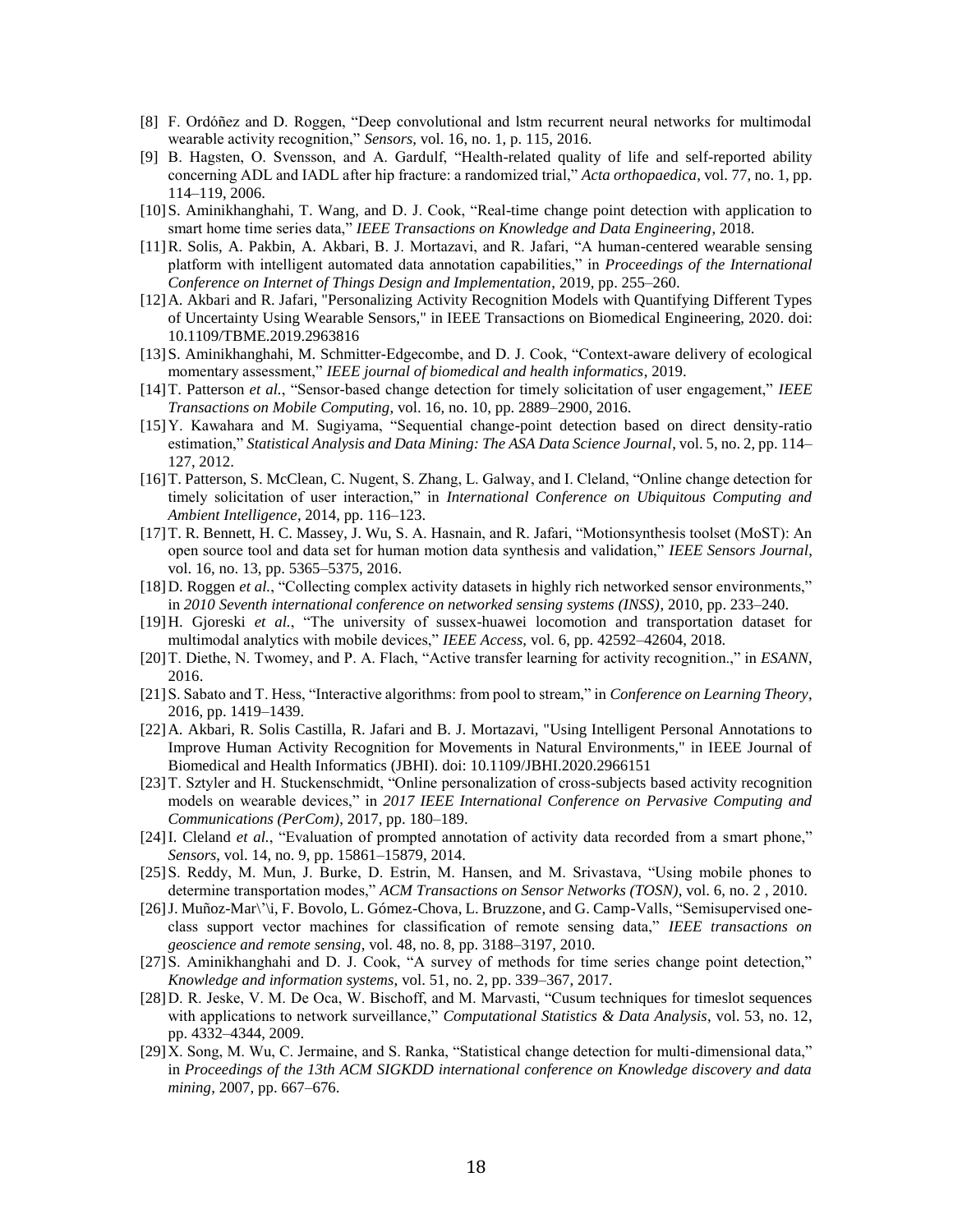[8] F. Ordóñez and D. Roggen, "Deep convolutional and lstm recurrent neural networks for multimodal wearable activity recognition," *Sensors*, vol. 16, no. 1, p. 115, 2016.

[9] B. Hagsten, O. Svensson, and A. Gardulf, "Health-related quality of life and self-reported ability concerning ADL and IADL after hip fracture: a randomized trial," *Acta orthopaedica*, vol. 77, no. 1, pp. 114–119, 2006.

[10] S. Aminikhanghahi, T. Wang, and D. J. Cook, "Real-time change point detection with application to smart home time series data," *IEEE Transactions on Knowledge and Data Engineering*, 2018.

[11] R. Solis, A. Pakbin, A. Akbari, B. J. Mortazavi, and R. Jafari, "A human-centered wearable sensing platform with intelligent automated data annotation capabilities," in *Proceedings of the International Conference on Internet of Things Design and Implementation*, 2019, pp. 255–260.

[12] A. Akbari and R. Jafari, "Personalizing Activity Recognition Models with Quantifying Different Types of Uncertainty Using Wearable Sensors," in IEEE Transactions on Biomedical Engineering, 2020. doi: 10.1109/TBME.2019.2963816

[13] S. Aminikhanghahi, M. Schmitter-Edgecombe, and D. J. Cook, "Context-aware delivery of ecological momentary assessment," *IEEE journal of biomedical and health informatics*, 2019.

[14] T. Patterson *et al.*, "Sensor-based change detection for timely solicitation of user engagement," *IEEE Transactions on Mobile Computing*, vol. 16, no. 10, pp. 2889–2900, 2016.

[15] Y. Kawahara and M. Sugiyama, "Sequential change-point detection based on direct density-ratio estimation," *Statistical Analysis and Data Mining: The ASA Data Science Journal*, vol. 5, no. 2, pp. 114–127, 2012.

[16] T. Patterson, S. McClean, C. Nugent, S. Zhang, L. Galway, and I. Cleland, "Online change detection for timely solicitation of user interaction," in *International Conference on Ubiquitous Computing and Ambient Intelligence*, 2014, pp. 116–123.

[17] T. R. Bennett, H. C. Massey, J. Wu, S. A. Hasnain, and R. Jafari, "Motionsynthesis toolset (MoST): An open source tool and data set for human motion data synthesis and validation," *IEEE Sensors Journal*, vol. 16, no. 13, pp. 5365–5375, 2016.

[18] D. Roggen *et al.*, "Collecting complex activity datasets in highly rich networked sensor environments," in *2010 Seventh international conference on networked sensing systems (INSS)*, 2010, pp. 233–240.

[19] H. Gjoreski *et al.*, "The university of sussex-huawei locomotion and transportation dataset for multimodal analytics with mobile devices," *IEEE Access*, vol. 6, pp. 42592–42604, 2018.

[20] T. Diethe, N. Twomey, and P. A. Flach, "Active transfer learning for activity recognition.," in *ESANN*, 2016.

[21] S. Sabato and T. Hess, "Interactive algorithms: from pool to stream," in *Conference on Learning Theory*, 2016, pp. 1419–1439.

[22] A. Akbari, R. Solis Castilla, R. Jafari and B. J. Mortazavi, "Using Intelligent Personal Annotations to Improve Human Activity Recognition for Movements in Natural Environments," in IEEE Journal of Biomedical and Health Informatics (JBHI). doi: 10.1109/JBHI.2020.2966151

[23] T. Sztyler and H. Stuckenschmidt, "Online personalization of cross-subjects based activity recognition models on wearable devices," in *2017 IEEE International Conference on Pervasive Computing and Communications (PerCom)*, 2017, pp. 180–189.

[24] I. Cleland *et al.*, "Evaluation of prompted annotation of activity data recorded from a smart phone," *Sensors*, vol. 14, no. 9, pp. 15861–15879, 2014.

[25] S. Reddy, M. Mun, J. Burke, D. Estrin, M. Hansen, and M. Srivastava, "Using mobile phones to determine transportation modes," *ACM Transactions on Sensor Networks (TOSN)*, vol. 6, no. 2 , 2010.

[26] J. Muñoz-Mar\'\i, F. Bovolo, L. Gómez-Chova, L. Bruzzone, and G. Camp-Valls, "Semisupervised one-class support vector machines for classification of remote sensing data," *IEEE transactions on geoscience and remote sensing*, vol. 48, no. 8, pp. 3188–3197, 2010.

[27] S. Aminikhanghahi and D. J. Cook, "A survey of methods for time series change point detection," *Knowledge and information systems*, vol. 51, no. 2, pp. 339–367, 2017.

[28] D. R. Jeske, V. M. De Oca, W. Bischoff, and M. Marvasti, "Cusum techniques for timeslot sequences with applications to network surveillance," *Computational Statistics & Data Analysis*, vol. 53, no. 12, pp. 4332–4344, 2009.

[29] X. Song, M. Wu, C. Jermaine, and S. Ranka, "Statistical change detection for multi-dimensional data," in *Proceedings of the 13th ACM SIGKDD international conference on Knowledge discovery and data mining*, 2007, pp. 667–676.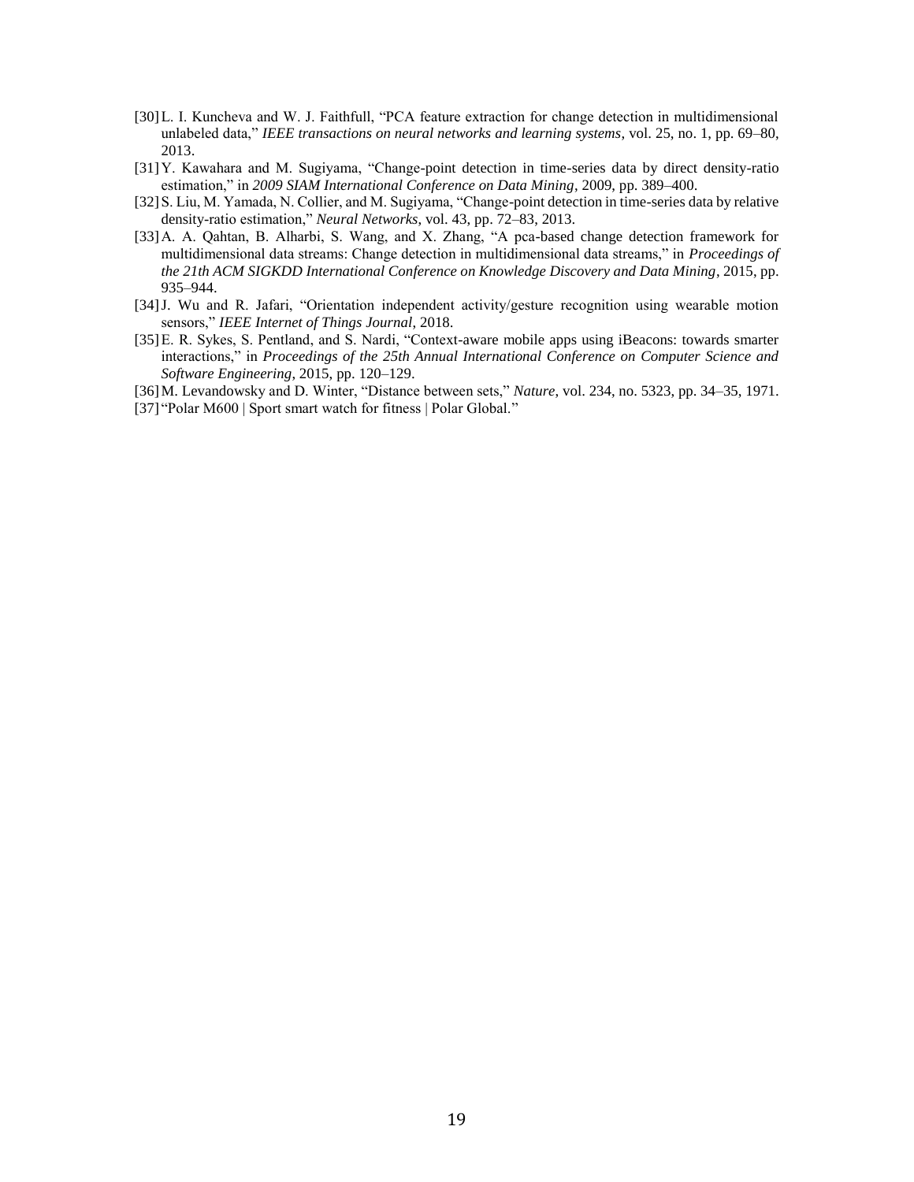[30] L. I. Kuncheva and W. J. Faithfull, "PCA feature extraction for change detection in multidimensional unlabeled data," *IEEE transactions on neural networks and learning systems*, vol. 25, no. 1, pp. 69–80, 2013.

[31] Y. Kawahara and M. Sugiyama, "Change-point detection in time-series data by direct density-ratio estimation," in *2009 SIAM International Conference on Data Mining*, 2009, pp. 389–400.

[32] S. Liu, M. Yamada, N. Collier, and M. Sugiyama, "Change-point detection in time-series data by relative density-ratio estimation," *Neural Networks*, vol. 43, pp. 72–83, 2013.

[33] A. A. Qahtan, B. Alharbi, S. Wang, and X. Zhang, "A pca-based change detection framework for multidimensional data streams: Change detection in multidimensional data streams," in *Proceedings of the 21th ACM SIGKDD International Conference on Knowledge Discovery and Data Mining*, 2015, pp. 935–944.

[34] J. Wu and R. Jafari, "Orientation independent activity/gesture recognition using wearable motion sensors," *IEEE Internet of Things Journal*, 2018.

[35] E. R. Sykes, S. Pentland, and S. Nardi, "Context-aware mobile apps using iBeacons: towards smarter interactions," in *Proceedings of the 25th Annual International Conference on Computer Science and Software Engineering*, 2015, pp. 120–129.

[36] M. Levandowsky and D. Winter, "Distance between sets," *Nature*, vol. 234, no. 5323, pp. 34–35, 1971.

[37] "Polar M600 | Sport smart watch for fitness | Polar Global."